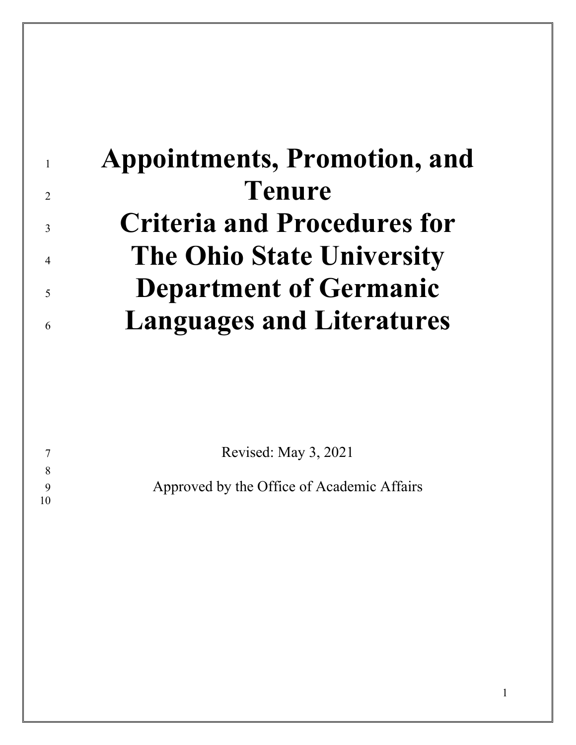# Appointments, Promotion, and Tenure Criteria and Procedures for The Ohio State University Department of Germanic Languages and Literatures

Revised: May 3, 2021

Approved by the Office of Academic Affairs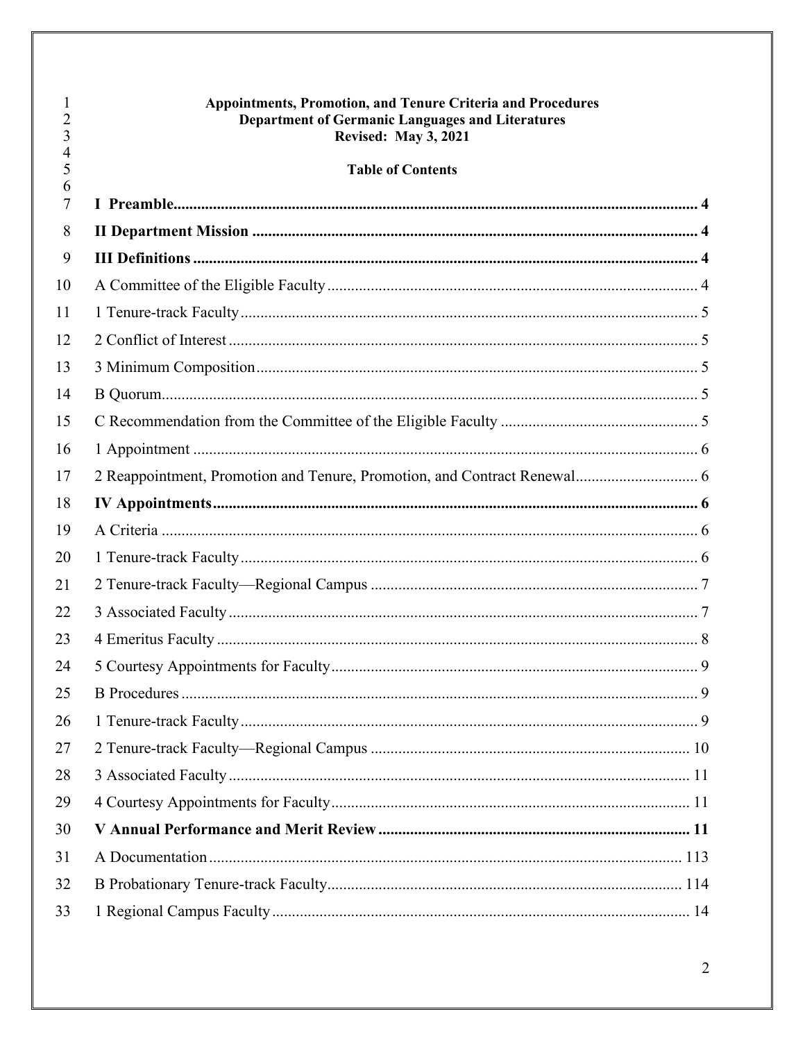**Appointments, Promotion, and Tenure Criteria and Procedures**
**Department of Germanic Languages and Literatures**
**Revised: May 3, 2021**

**Table of Contents**

**I Preamble ..... 4**

**II Department Mission ..... 4**

**III Definitions ..... 4**

A Committee of the Eligible Faculty ..... 4

1 Tenure-track Faculty ..... 5

2 Conflict of Interest ..... 5

3 Minimum Composition ..... 5

B Quorum ..... 5

C Recommendation from the Committee of the Eligible Faculty ..... 5

1 Appointment ..... 6

2 Reappointment, Promotion and Tenure, Promotion, and Contract Renewal ..... 6

**IV Appointments ..... 6**

A Criteria ..... 6

1 Tenure-track Faculty ..... 6

2 Tenure-track Faculty—Regional Campus ..... 7

3 Associated Faculty ..... 7

4 Emeritus Faculty ..... 8

5 Courtesy Appointments for Faculty ..... 9

B Procedures ..... 9

1 Tenure-track Faculty ..... 9

2 Tenure-track Faculty—Regional Campus ..... 10

3 Associated Faculty ..... 11

4 Courtesy Appointments for Faculty ..... 11

**V Annual Performance and Merit Review ..... 11**

A Documentation ..... 113

B Probationary Tenure-track Faculty ..... 114

1 Regional Campus Faculty ..... 14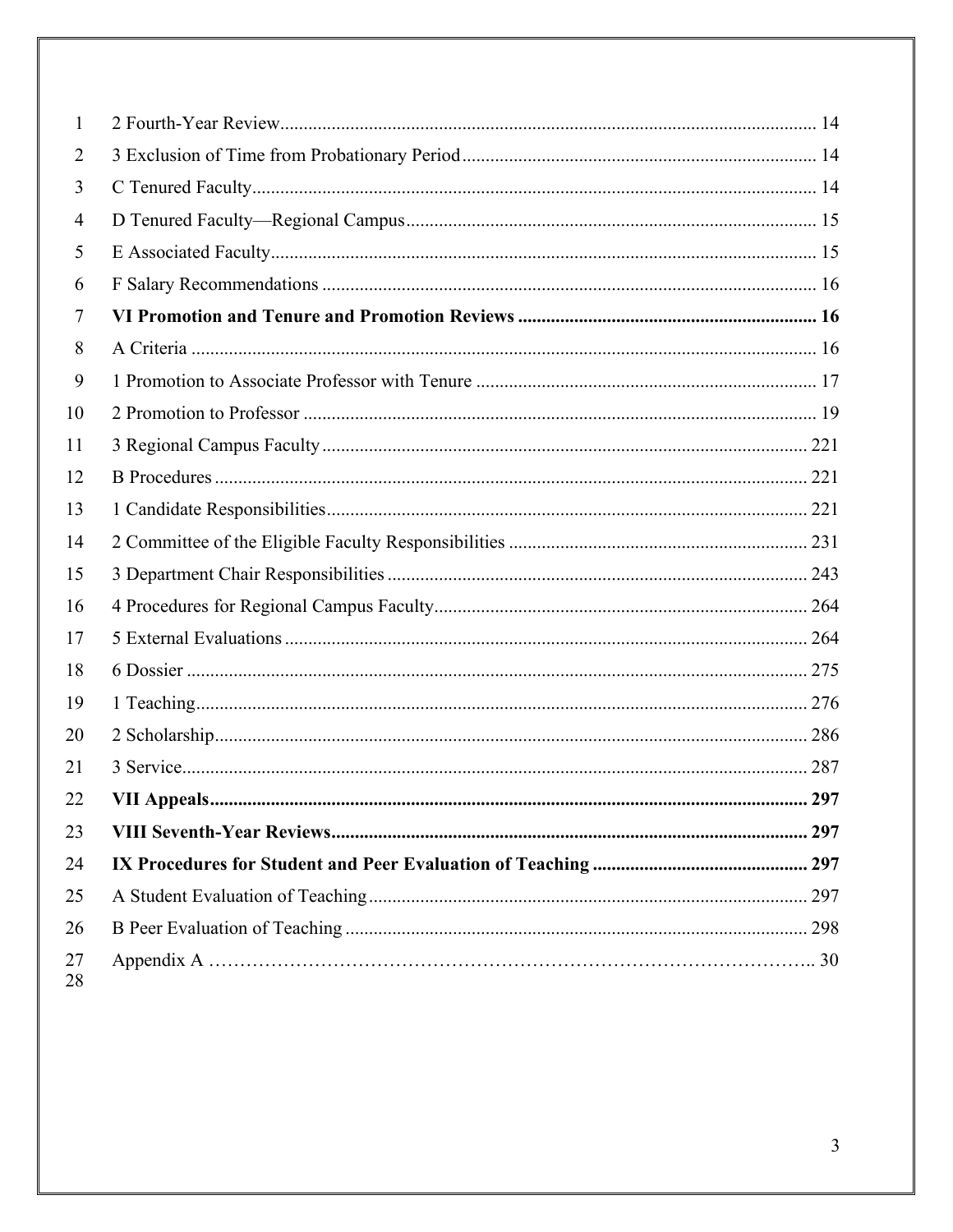2 Fourth-Year Review ........................................................................................................ 14
3 Exclusion of Time from Probationary Period ........................................................................ 14
C Tenured Faculty .............................................................................................................. 14
D Tenured Faculty—Regional Campus ................................................................................... 15
E Associated Faculty ........................................................................................................... 15
F Salary Recommendations ................................................................................................. 16
**VI Promotion and Tenure and Promotion Reviews ................................................................ 16**
A Criteria ............................................................................................................................ 16
1 Promotion to Associate Professor with Tenure ..................................................................... 17
2 Promotion to Professor ..................................................................................................... 19
3 Regional Campus Faculty .................................................................................................. 221
B Procedures ...................................................................................................................... 221
1 Candidate Responsibilities ................................................................................................. 221
2 Committee of the Eligible Faculty Responsibilities .............................................................. 231
3 Department Chair Responsibilities ...................................................................................... 243
4 Procedures for Regional Campus Faculty ............................................................................ 264
5 External Evaluations ......................................................................................................... 264
6 Dossier ............................................................................................................................ 275
1 Teaching .......................................................................................................................... 276
2 Scholarship ...................................................................................................................... 286
3 Service ............................................................................................................................. 287
**VII Appeals ....................................................................................................................... 297**
**VIII Seventh-Year Reviews ................................................................................................. 297**
**IX Procedures for Student and Peer Evaluation of Teaching ................................................... 297**
A Student Evaluation of Teaching .......................................................................................... 297
B Peer Evaluation of Teaching .............................................................................................. 298
Appendix A …………………………………………………………………………………….. 30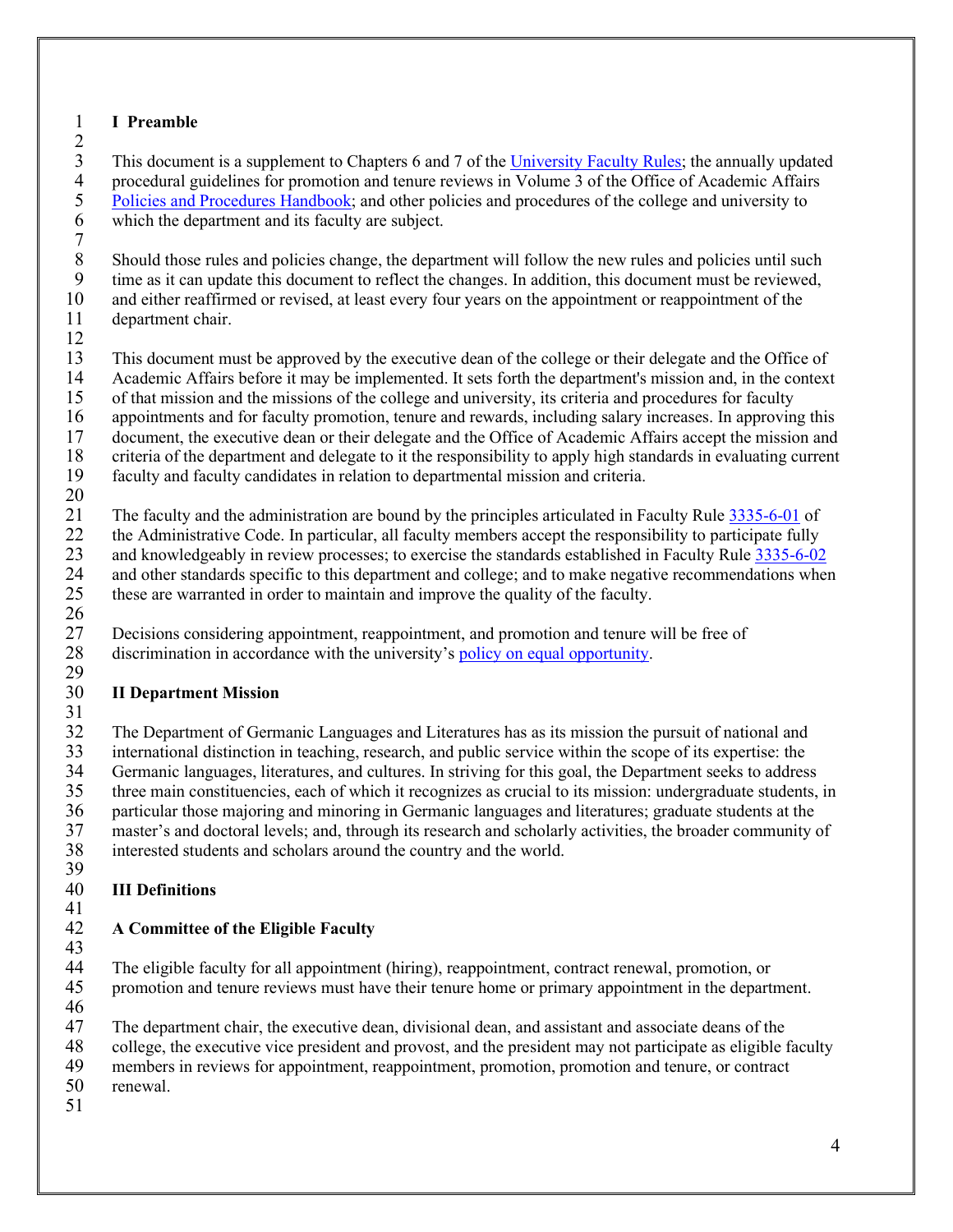# I Preamble

This document is a supplement to Chapters 6 and 7 of the University Faculty Rules; the annually updated procedural guidelines for promotion and tenure reviews in Volume 3 of the Office of Academic Affairs Policies and Procedures Handbook; and other policies and procedures of the college and university to which the department and its faculty are subject.

Should those rules and policies change, the department will follow the new rules and policies until such time as it can update this document to reflect the changes. In addition, this document must be reviewed, and either reaffirmed or revised, at least every four years on the appointment or reappointment of the department chair.

This document must be approved by the executive dean of the college or their delegate and the Office of Academic Affairs before it may be implemented. It sets forth the department's mission and, in the context of that mission and the missions of the college and university, its criteria and procedures for faculty appointments and for faculty promotion, tenure and rewards, including salary increases. In approving this document, the executive dean or their delegate and the Office of Academic Affairs accept the mission and criteria of the department and delegate to it the responsibility to apply high standards in evaluating current faculty and faculty candidates in relation to departmental mission and criteria.

The faculty and the administration are bound by the principles articulated in Faculty Rule 3335-6-01 of the Administrative Code. In particular, all faculty members accept the responsibility to participate fully and knowledgeably in review processes; to exercise the standards established in Faculty Rule 3335-6-02 and other standards specific to this department and college; and to make negative recommendations when these are warranted in order to maintain and improve the quality of the faculty.

Decisions considering appointment, reappointment, and promotion and tenure will be free of discrimination in accordance with the university's policy on equal opportunity.

# II Department Mission

The Department of Germanic Languages and Literatures has as its mission the pursuit of national and international distinction in teaching, research, and public service within the scope of its expertise: the Germanic languages, literatures, and cultures. In striving for this goal, the Department seeks to address three main constituencies, each of which it recognizes as crucial to its mission: undergraduate students, in particular those majoring and minoring in Germanic languages and literatures; graduate students at the master's and doctoral levels; and, through its research and scholarly activities, the broader community of interested students and scholars around the country and the world.

# III Definitions

## A Committee of the Eligible Faculty

The eligible faculty for all appointment (hiring), reappointment, contract renewal, promotion, or promotion and tenure reviews must have their tenure home or primary appointment in the department.

The department chair, the executive dean, divisional dean, and assistant and associate deans of the college, the executive vice president and provost, and the president may not participate as eligible faculty members in reviews for appointment, reappointment, promotion, promotion and tenure, or contract renewal.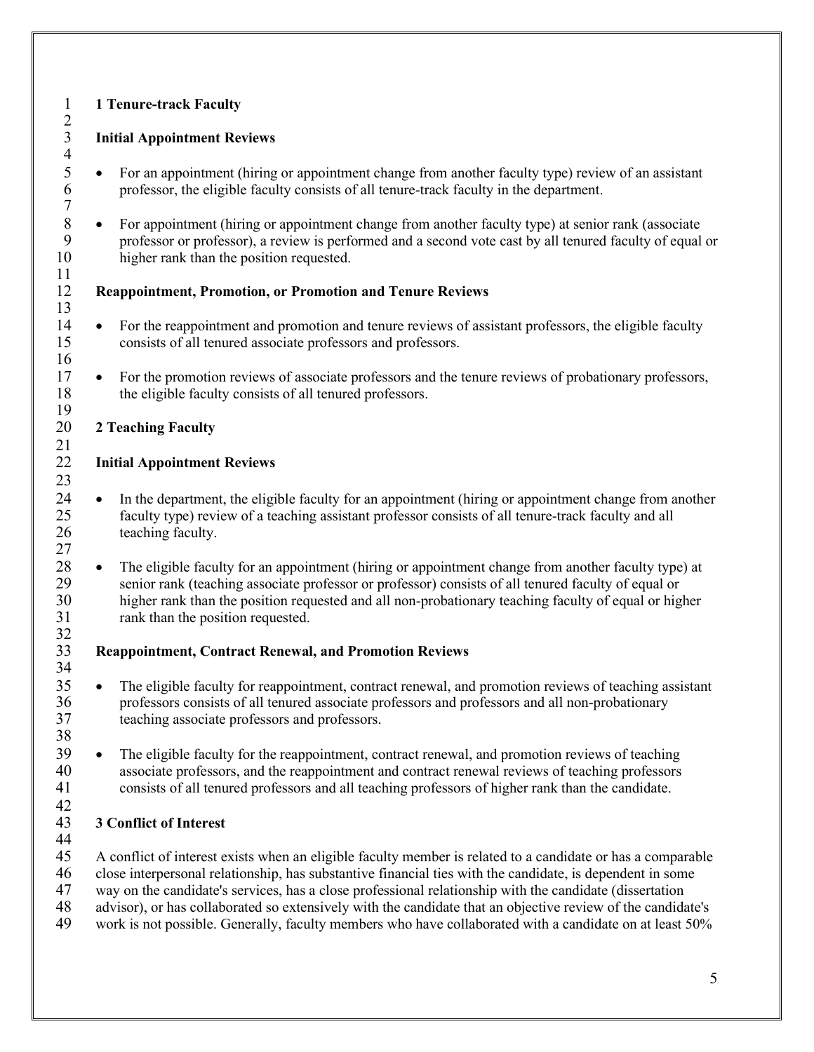## 1 Tenure-track Faculty

### Initial Appointment Reviews

- For an appointment (hiring or appointment change from another faculty type) review of an assistant professor, the eligible faculty consists of all tenure-track faculty in the department.

- For appointment (hiring or appointment change from another faculty type) at senior rank (associate professor or professor), a review is performed and a second vote cast by all tenured faculty of equal or higher rank than the position requested.

### Reappointment, Promotion, or Promotion and Tenure Reviews

- For the reappointment and promotion and tenure reviews of assistant professors, the eligible faculty consists of all tenured associate professors and professors.

- For the promotion reviews of associate professors and the tenure reviews of probationary professors, the eligible faculty consists of all tenured professors.

## 2 Teaching Faculty

### Initial Appointment Reviews

- In the department, the eligible faculty for an appointment (hiring or appointment change from another faculty type) review of a teaching assistant professor consists of all tenure-track faculty and all teaching faculty.

- The eligible faculty for an appointment (hiring or appointment change from another faculty type) at senior rank (teaching associate professor or professor) consists of all tenured faculty of equal or higher rank than the position requested and all non-probationary teaching faculty of equal or higher rank than the position requested.

### Reappointment, Contract Renewal, and Promotion Reviews

- The eligible faculty for reappointment, contract renewal, and promotion reviews of teaching assistant professors consists of all tenured associate professors and professors and all non-probationary teaching associate professors and professors.

- The eligible faculty for the reappointment, contract renewal, and promotion reviews of teaching associate professors, and the reappointment and contract renewal reviews of teaching professors consists of all tenured professors and all teaching professors of higher rank than the candidate.

## 3 Conflict of Interest

A conflict of interest exists when an eligible faculty member is related to a candidate or has a comparable close interpersonal relationship, has substantive financial ties with the candidate, is dependent in some way on the candidate's services, has a close professional relationship with the candidate (dissertation advisor), or has collaborated so extensively with the candidate that an objective review of the candidate's work is not possible. Generally, faculty members who have collaborated with a candidate on at least 50%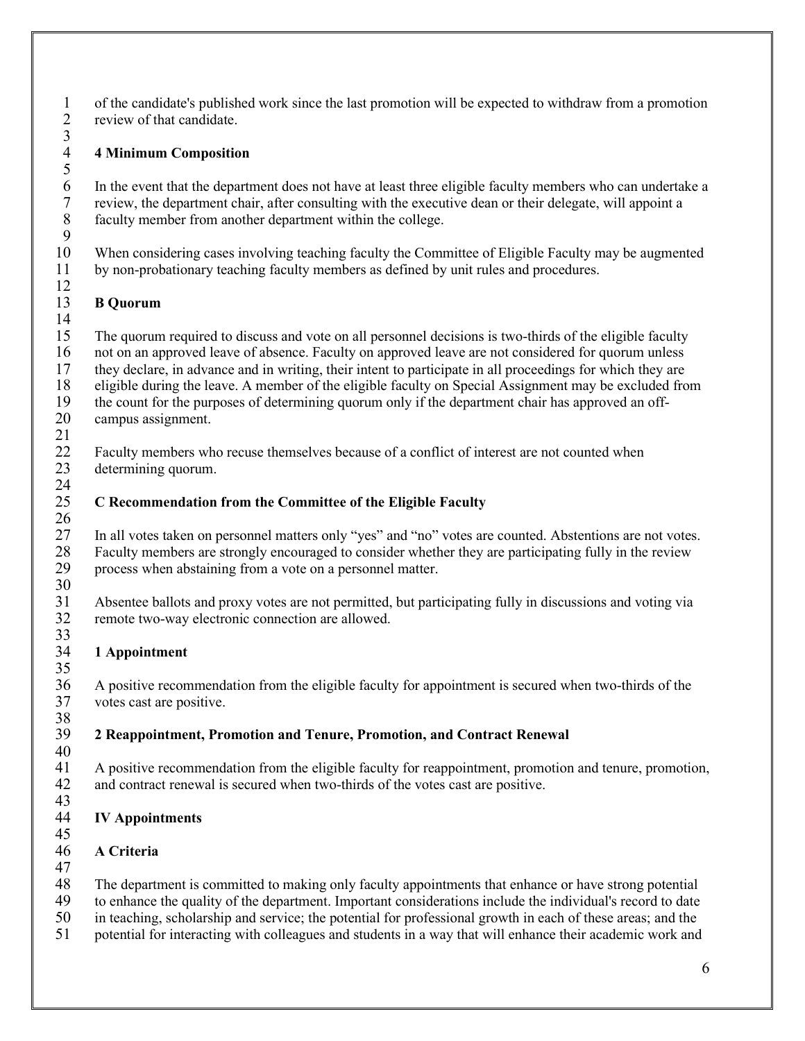of the candidate's published work since the last promotion will be expected to withdraw from a promotion review of that candidate.

#### 4 Minimum Composition

In the event that the department does not have at least three eligible faculty members who can undertake a review, the department chair, after consulting with the executive dean or their delegate, will appoint a faculty member from another department within the college.

When considering cases involving teaching faculty the Committee of Eligible Faculty may be augmented by non-probationary teaching faculty members as defined by unit rules and procedures.

### B Quorum

The quorum required to discuss and vote on all personnel decisions is two-thirds of the eligible faculty not on an approved leave of absence. Faculty on approved leave are not considered for quorum unless they declare, in advance and in writing, their intent to participate in all proceedings for which they are eligible during the leave. A member of the eligible faculty on Special Assignment may be excluded from the count for the purposes of determining quorum only if the department chair has approved an off-campus assignment.

Faculty members who recuse themselves because of a conflict of interest are not counted when determining quorum.

### C Recommendation from the Committee of the Eligible Faculty

In all votes taken on personnel matters only "yes" and "no" votes are counted. Abstentions are not votes. Faculty members are strongly encouraged to consider whether they are participating fully in the review process when abstaining from a vote on a personnel matter.

Absentee ballots and proxy votes are not permitted, but participating fully in discussions and voting via remote two-way electronic connection are allowed.

#### 1 Appointment

A positive recommendation from the eligible faculty for appointment is secured when two-thirds of the votes cast are positive.

#### 2 Reappointment, Promotion and Tenure, Promotion, and Contract Renewal

A positive recommendation from the eligible faculty for reappointment, promotion and tenure, promotion, and contract renewal is secured when two-thirds of the votes cast are positive.

## IV Appointments

### A Criteria

The department is committed to making only faculty appointments that enhance or have strong potential to enhance the quality of the department. Important considerations include the individual's record to date in teaching, scholarship and service; the potential for professional growth in each of these areas; and the potential for interacting with colleagues and students in a way that will enhance their academic work and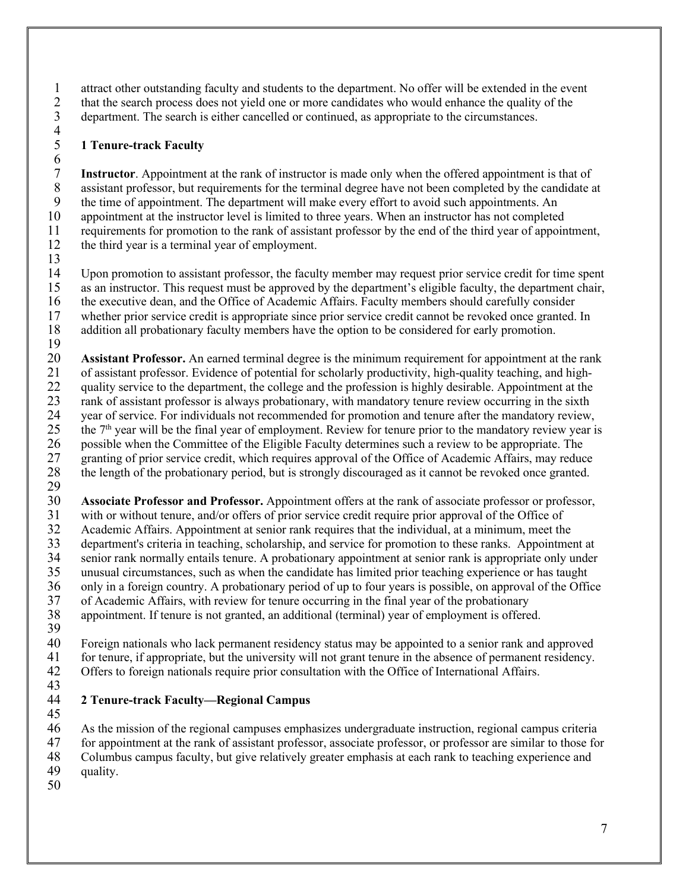attract other outstanding faculty and students to the department. No offer will be extended in the event that the search process does not yield one or more candidates who would enhance the quality of the department. The search is either cancelled or continued, as appropriate to the circumstances.

## 1 Tenure-track Faculty

**Instructor**. Appointment at the rank of instructor is made only when the offered appointment is that of assistant professor, but requirements for the terminal degree have not been completed by the candidate at the time of appointment. The department will make every effort to avoid such appointments. An appointment at the instructor level is limited to three years. When an instructor has not completed requirements for promotion to the rank of assistant professor by the end of the third year of appointment, the third year is a terminal year of employment.

Upon promotion to assistant professor, the faculty member may request prior service credit for time spent as an instructor. This request must be approved by the department's eligible faculty, the department chair, the executive dean, and the Office of Academic Affairs. Faculty members should carefully consider whether prior service credit is appropriate since prior service credit cannot be revoked once granted. In addition all probationary faculty members have the option to be considered for early promotion.

**Assistant Professor.** An earned terminal degree is the minimum requirement for appointment at the rank of assistant professor. Evidence of potential for scholarly productivity, high-quality teaching, and high-quality service to the department, the college and the profession is highly desirable. Appointment at the rank of assistant professor is always probationary, with mandatory tenure review occurring in the sixth year of service. For individuals not recommended for promotion and tenure after the mandatory review, the 7th year will be the final year of employment. Review for tenure prior to the mandatory review year is possible when the Committee of the Eligible Faculty determines such a review to be appropriate. The granting of prior service credit, which requires approval of the Office of Academic Affairs, may reduce the length of the probationary period, but is strongly discouraged as it cannot be revoked once granted.

**Associate Professor and Professor.** Appointment offers at the rank of associate professor or professor, with or without tenure, and/or offers of prior service credit require prior approval of the Office of Academic Affairs. Appointment at senior rank requires that the individual, at a minimum, meet the department's criteria in teaching, scholarship, and service for promotion to these ranks. Appointment at senior rank normally entails tenure. A probationary appointment at senior rank is appropriate only under unusual circumstances, such as when the candidate has limited prior teaching experience or has taught only in a foreign country. A probationary period of up to four years is possible, on approval of the Office of Academic Affairs, with review for tenure occurring in the final year of the probationary appointment. If tenure is not granted, an additional (terminal) year of employment is offered.

Foreign nationals who lack permanent residency status may be appointed to a senior rank and approved for tenure, if appropriate, but the university will not grant tenure in the absence of permanent residency. Offers to foreign nationals require prior consultation with the Office of International Affairs.

## 2 Tenure-track Faculty—Regional Campus

As the mission of the regional campuses emphasizes undergraduate instruction, regional campus criteria for appointment at the rank of assistant professor, associate professor, or professor are similar to those for Columbus campus faculty, but give relatively greater emphasis at each rank to teaching experience and quality.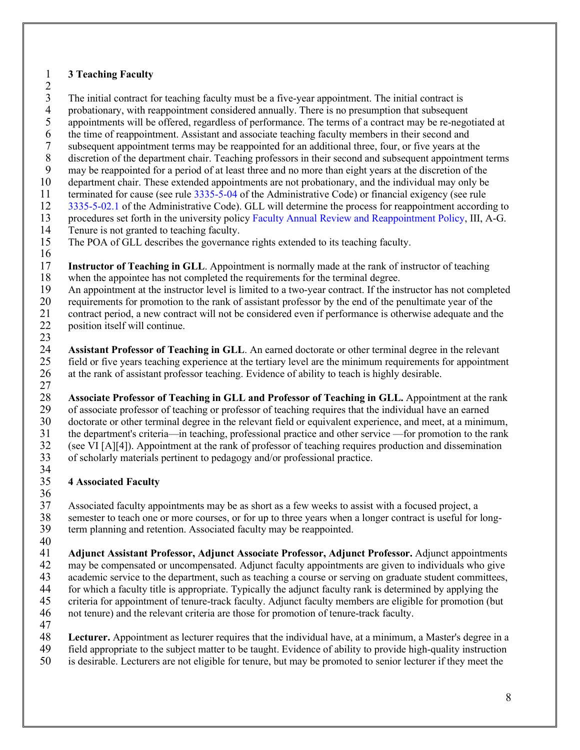### 3 Teaching Faculty

The initial contract for teaching faculty must be a five-year appointment. The initial contract is probationary, with reappointment considered annually. There is no presumption that subsequent appointments will be offered, regardless of performance. The terms of a contract may be re-negotiated at the time of reappointment. Assistant and associate teaching faculty members in their second and subsequent appointment terms may be reappointed for an additional three, four, or five years at the discretion of the department chair. Teaching professors in their second and subsequent appointment terms may be reappointed for a period of at least three and no more than eight years at the discretion of the department chair. These extended appointments are not probationary, and the individual may only be terminated for cause (see rule 3335-5-04 of the Administrative Code) or financial exigency (see rule 3335-5-02.1 of the Administrative Code). GLL will determine the process for reappointment according to procedures set forth in the university policy Faculty Annual Review and Reappointment Policy, III, A-G. Tenure is not granted to teaching faculty.
The POA of GLL describes the governance rights extended to its teaching faculty.

**Instructor of Teaching in GLL**. Appointment is normally made at the rank of instructor of teaching when the appointee has not completed the requirements for the terminal degree.
An appointment at the instructor level is limited to a two-year contract. If the instructor has not completed requirements for promotion to the rank of assistant professor by the end of the penultimate year of the contract period, a new contract will not be considered even if performance is otherwise adequate and the position itself will continue.

**Assistant Professor of Teaching in GLL**. An earned doctorate or other terminal degree in the relevant field or five years teaching experience at the tertiary level are the minimum requirements for appointment at the rank of assistant professor teaching. Evidence of ability to teach is highly desirable.

**Associate Professor of Teaching in GLL and Professor of Teaching in GLL.** Appointment at the rank of associate professor of teaching or professor of teaching requires that the individual have an earned doctorate or other terminal degree in the relevant field or equivalent experience, and meet, at a minimum, the department's criteria—in teaching, professional practice and other service —for promotion to the rank (see VI [A][4]). Appointment at the rank of professor of teaching requires production and dissemination of scholarly materials pertinent to pedagogy and/or professional practice.

### 4 Associated Faculty

Associated faculty appointments may be as short as a few weeks to assist with a focused project, a semester to teach one or more courses, or for up to three years when a longer contract is useful for long-term planning and retention. Associated faculty may be reappointed.

**Adjunct Assistant Professor, Adjunct Associate Professor, Adjunct Professor.** Adjunct appointments may be compensated or uncompensated. Adjunct faculty appointments are given to individuals who give academic service to the department, such as teaching a course or serving on graduate student committees, for which a faculty title is appropriate. Typically the adjunct faculty rank is determined by applying the criteria for appointment of tenure-track faculty. Adjunct faculty members are eligible for promotion (but not tenure) and the relevant criteria are those for promotion of tenure-track faculty.

**Lecturer.** Appointment as lecturer requires that the individual have, at a minimum, a Master's degree in a field appropriate to the subject matter to be taught. Evidence of ability to provide high-quality instruction is desirable. Lecturers are not eligible for tenure, but may be promoted to senior lecturer if they meet the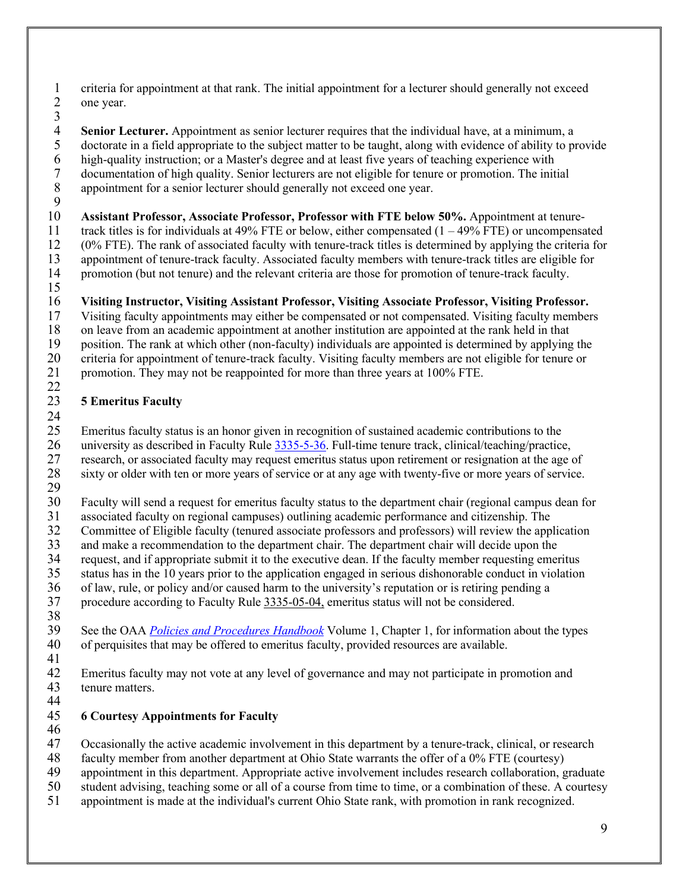criteria for appointment at that rank. The initial appointment for a lecturer should generally not exceed one year.

**Senior Lecturer.** Appointment as senior lecturer requires that the individual have, at a minimum, a doctorate in a field appropriate to the subject matter to be taught, along with evidence of ability to provide high-quality instruction; or a Master's degree and at least five years of teaching experience with documentation of high quality. Senior lecturers are not eligible for tenure or promotion. The initial appointment for a senior lecturer should generally not exceed one year.

**Assistant Professor, Associate Professor, Professor with FTE below 50%.** Appointment at tenure-track titles is for individuals at 49% FTE or below, either compensated (1 – 49% FTE) or uncompensated (0% FTE). The rank of associated faculty with tenure-track titles is determined by applying the criteria for appointment of tenure-track faculty. Associated faculty members with tenure-track titles are eligible for promotion (but not tenure) and the relevant criteria are those for promotion of tenure-track faculty.

**Visiting Instructor, Visiting Assistant Professor, Visiting Associate Professor, Visiting Professor.** Visiting faculty appointments may either be compensated or not compensated. Visiting faculty members on leave from an academic appointment at another institution are appointed at the rank held in that position. The rank at which other (non-faculty) individuals are appointed is determined by applying the criteria for appointment of tenure-track faculty. Visiting faculty members are not eligible for tenure or promotion. They may not be reappointed for more than three years at 100% FTE.

## 5 Emeritus Faculty

Emeritus faculty status is an honor given in recognition of sustained academic contributions to the university as described in Faculty Rule 3335-5-36. Full-time tenure track, clinical/teaching/practice, research, or associated faculty may request emeritus status upon retirement or resignation at the age of sixty or older with ten or more years of service or at any age with twenty-five or more years of service.

Faculty will send a request for emeritus faculty status to the department chair (regional campus dean for associated faculty on regional campuses) outlining academic performance and citizenship. The Committee of Eligible faculty (tenured associate professors and professors) will review the application and make a recommendation to the department chair. The department chair will decide upon the request, and if appropriate submit it to the executive dean. If the faculty member requesting emeritus status has in the 10 years prior to the application engaged in serious dishonorable conduct in violation of law, rule, or policy and/or caused harm to the university's reputation or is retiring pending a procedure according to Faculty Rule 3335-05-04, emeritus status will not be considered.

See the OAA *Policies and Procedures Handbook* Volume 1, Chapter 1, for information about the types of perquisites that may be offered to emeritus faculty, provided resources are available.

Emeritus faculty may not vote at any level of governance and may not participate in promotion and tenure matters.

## 6 Courtesy Appointments for Faculty

Occasionally the active academic involvement in this department by a tenure-track, clinical, or research faculty member from another department at Ohio State warrants the offer of a 0% FTE (courtesy) appointment in this department. Appropriate active involvement includes research collaboration, graduate student advising, teaching some or all of a course from time to time, or a combination of these. A courtesy appointment is made at the individual's current Ohio State rank, with promotion in rank recognized.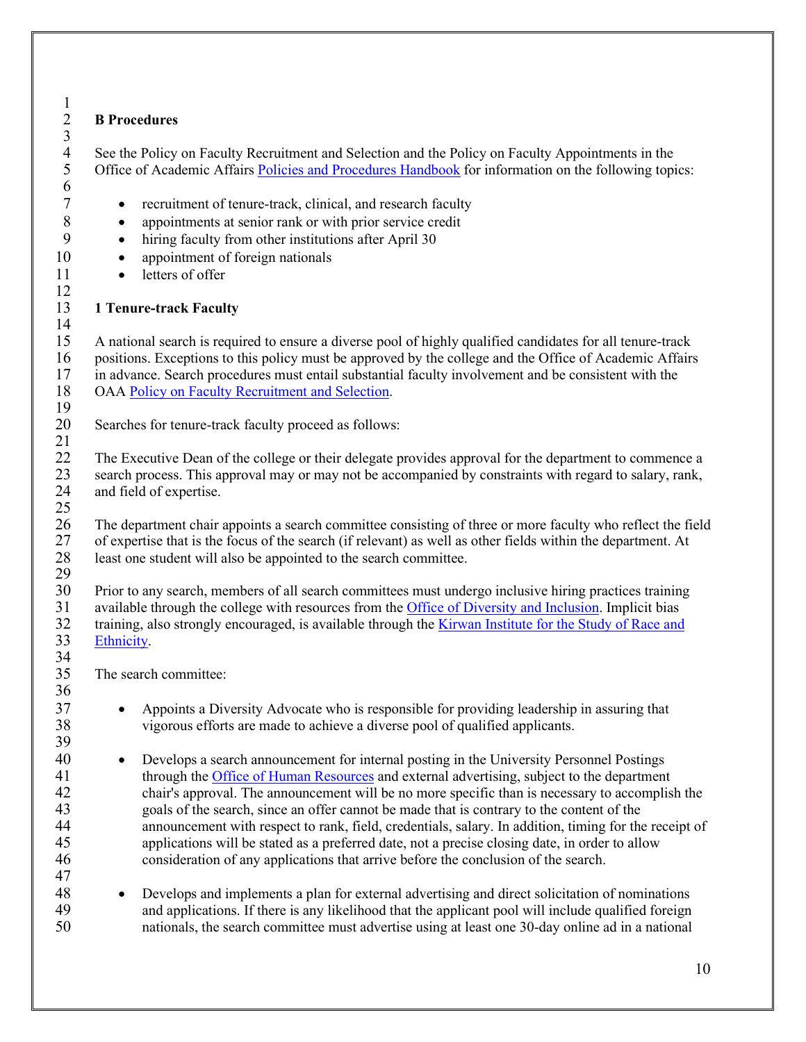## B Procedures

See the Policy on Faculty Recruitment and Selection and the Policy on Faculty Appointments in the Office of Academic Affairs Policies and Procedures Handbook for information on the following topics:

- recruitment of tenure-track, clinical, and research faculty
- appointments at senior rank or with prior service credit
- hiring faculty from other institutions after April 30
- appointment of foreign nationals
- letters of offer

### 1 Tenure-track Faculty

A national search is required to ensure a diverse pool of highly qualified candidates for all tenure-track positions. Exceptions to this policy must be approved by the college and the Office of Academic Affairs in advance. Search procedures must entail substantial faculty involvement and be consistent with the OAA Policy on Faculty Recruitment and Selection.

Searches for tenure-track faculty proceed as follows:

The Executive Dean of the college or their delegate provides approval for the department to commence a search process. This approval may or may not be accompanied by constraints with regard to salary, rank, and field of expertise.

The department chair appoints a search committee consisting of three or more faculty who reflect the field of expertise that is the focus of the search (if relevant) as well as other fields within the department. At least one student will also be appointed to the search committee.

Prior to any search, members of all search committees must undergo inclusive hiring practices training available through the college with resources from the Office of Diversity and Inclusion. Implicit bias training, also strongly encouraged, is available through the Kirwan Institute for the Study of Race and Ethnicity.

The search committee:

- Appoints a Diversity Advocate who is responsible for providing leadership in assuring that vigorous efforts are made to achieve a diverse pool of qualified applicants.

- Develops a search announcement for internal posting in the University Personnel Postings through the Office of Human Resources and external advertising, subject to the department chair's approval. The announcement will be no more specific than is necessary to accomplish the goals of the search, since an offer cannot be made that is contrary to the content of the announcement with respect to rank, field, credentials, salary. In addition, timing for the receipt of applications will be stated as a preferred date, not a precise closing date, in order to allow consideration of any applications that arrive before the conclusion of the search.

- Develops and implements a plan for external advertising and direct solicitation of nominations and applications. If there is any likelihood that the applicant pool will include qualified foreign nationals, the search committee must advertise using at least one 30-day online ad in a national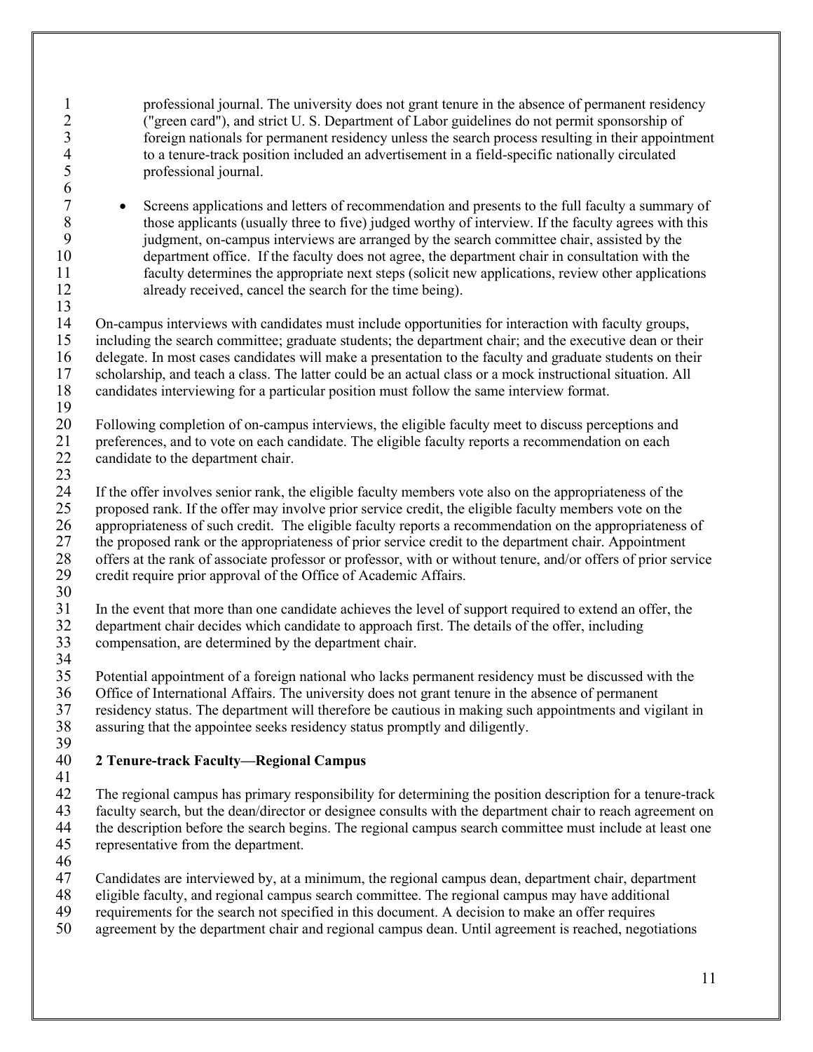professional journal. The university does not grant tenure in the absence of permanent residency ("green card"), and strict U. S. Department of Labor guidelines do not permit sponsorship of foreign nationals for permanent residency unless the search process resulting in their appointment to a tenure-track position included an advertisement in a field-specific nationally circulated professional journal.

- Screens applications and letters of recommendation and presents to the full faculty a summary of those applicants (usually three to five) judged worthy of interview. If the faculty agrees with this judgment, on-campus interviews are arranged by the search committee chair, assisted by the department office. If the faculty does not agree, the department chair in consultation with the faculty determines the appropriate next steps (solicit new applications, review other applications already received, cancel the search for the time being).

On-campus interviews with candidates must include opportunities for interaction with faculty groups, including the search committee; graduate students; the department chair; and the executive dean or their delegate. In most cases candidates will make a presentation to the faculty and graduate students on their scholarship, and teach a class. The latter could be an actual class or a mock instructional situation. All candidates interviewing for a particular position must follow the same interview format.

Following completion of on-campus interviews, the eligible faculty meet to discuss perceptions and preferences, and to vote on each candidate. The eligible faculty reports a recommendation on each candidate to the department chair.

If the offer involves senior rank, the eligible faculty members vote also on the appropriateness of the proposed rank. If the offer may involve prior service credit, the eligible faculty members vote on the appropriateness of such credit. The eligible faculty reports a recommendation on the appropriateness of the proposed rank or the appropriateness of prior service credit to the department chair. Appointment offers at the rank of associate professor or professor, with or without tenure, and/or offers of prior service credit require prior approval of the Office of Academic Affairs.

In the event that more than one candidate achieves the level of support required to extend an offer, the department chair decides which candidate to approach first. The details of the offer, including compensation, are determined by the department chair.

Potential appointment of a foreign national who lacks permanent residency must be discussed with the Office of International Affairs. The university does not grant tenure in the absence of permanent residency status. The department will therefore be cautious in making such appointments and vigilant in assuring that the appointee seeks residency status promptly and diligently.

## 2 Tenure-track Faculty—Regional Campus

The regional campus has primary responsibility for determining the position description for a tenure-track faculty search, but the dean/director or designee consults with the department chair to reach agreement on the description before the search begins. The regional campus search committee must include at least one representative from the department.

Candidates are interviewed by, at a minimum, the regional campus dean, department chair, department eligible faculty, and regional campus search committee. The regional campus may have additional requirements for the search not specified in this document. A decision to make an offer requires agreement by the department chair and regional campus dean. Until agreement is reached, negotiations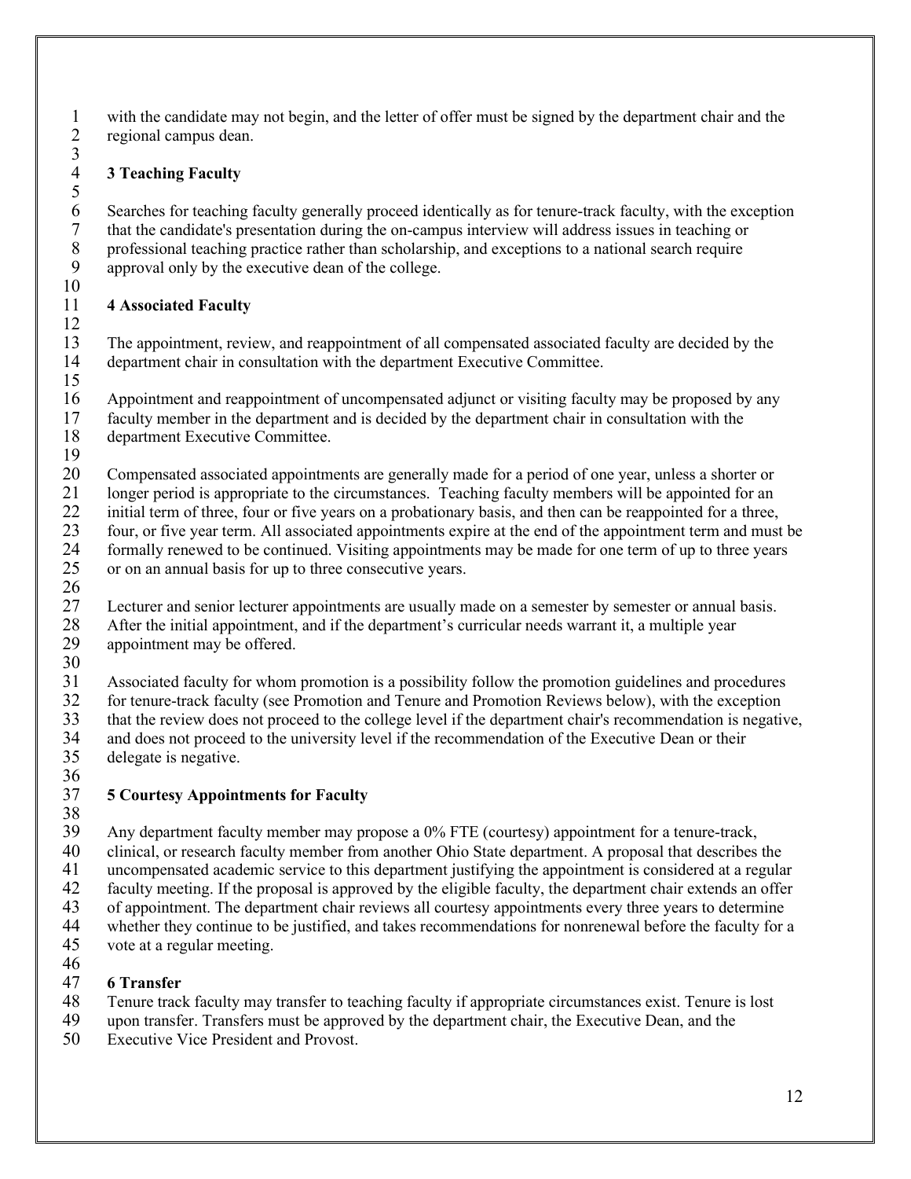with the candidate may not begin, and the letter of offer must be signed by the department chair and the regional campus dean.

### 3 Teaching Faculty

Searches for teaching faculty generally proceed identically as for tenure-track faculty, with the exception that the candidate's presentation during the on-campus interview will address issues in teaching or professional teaching practice rather than scholarship, and exceptions to a national search require approval only by the executive dean of the college.

### 4 Associated Faculty

The appointment, review, and reappointment of all compensated associated faculty are decided by the department chair in consultation with the department Executive Committee.

Appointment and reappointment of uncompensated adjunct or visiting faculty may be proposed by any faculty member in the department and is decided by the department chair in consultation with the department Executive Committee.

Compensated associated appointments are generally made for a period of one year, unless a shorter or longer period is appropriate to the circumstances. Teaching faculty members will be appointed for an initial term of three, four or five years on a probationary basis, and then can be reappointed for a three, four, or five year term. All associated appointments expire at the end of the appointment term and must be formally renewed to be continued. Visiting appointments may be made for one term of up to three years or on an annual basis for up to three consecutive years.

Lecturer and senior lecturer appointments are usually made on a semester by semester or annual basis. After the initial appointment, and if the department's curricular needs warrant it, a multiple year appointment may be offered.

Associated faculty for whom promotion is a possibility follow the promotion guidelines and procedures for tenure-track faculty (see Promotion and Tenure and Promotion Reviews below), with the exception that the review does not proceed to the college level if the department chair's recommendation is negative, and does not proceed to the university level if the recommendation of the Executive Dean or their delegate is negative.

### 5 Courtesy Appointments for Faculty

Any department faculty member may propose a 0% FTE (courtesy) appointment for a tenure-track, clinical, or research faculty member from another Ohio State department. A proposal that describes the uncompensated academic service to this department justifying the appointment is considered at a regular faculty meeting. If the proposal is approved by the eligible faculty, the department chair extends an offer of appointment. The department chair reviews all courtesy appointments every three years to determine whether they continue to be justified, and takes recommendations for nonrenewal before the faculty for a vote at a regular meeting.

### 6 Transfer

Tenure track faculty may transfer to teaching faculty if appropriate circumstances exist. Tenure is lost upon transfer. Transfers must be approved by the department chair, the Executive Dean, and the Executive Vice President and Provost.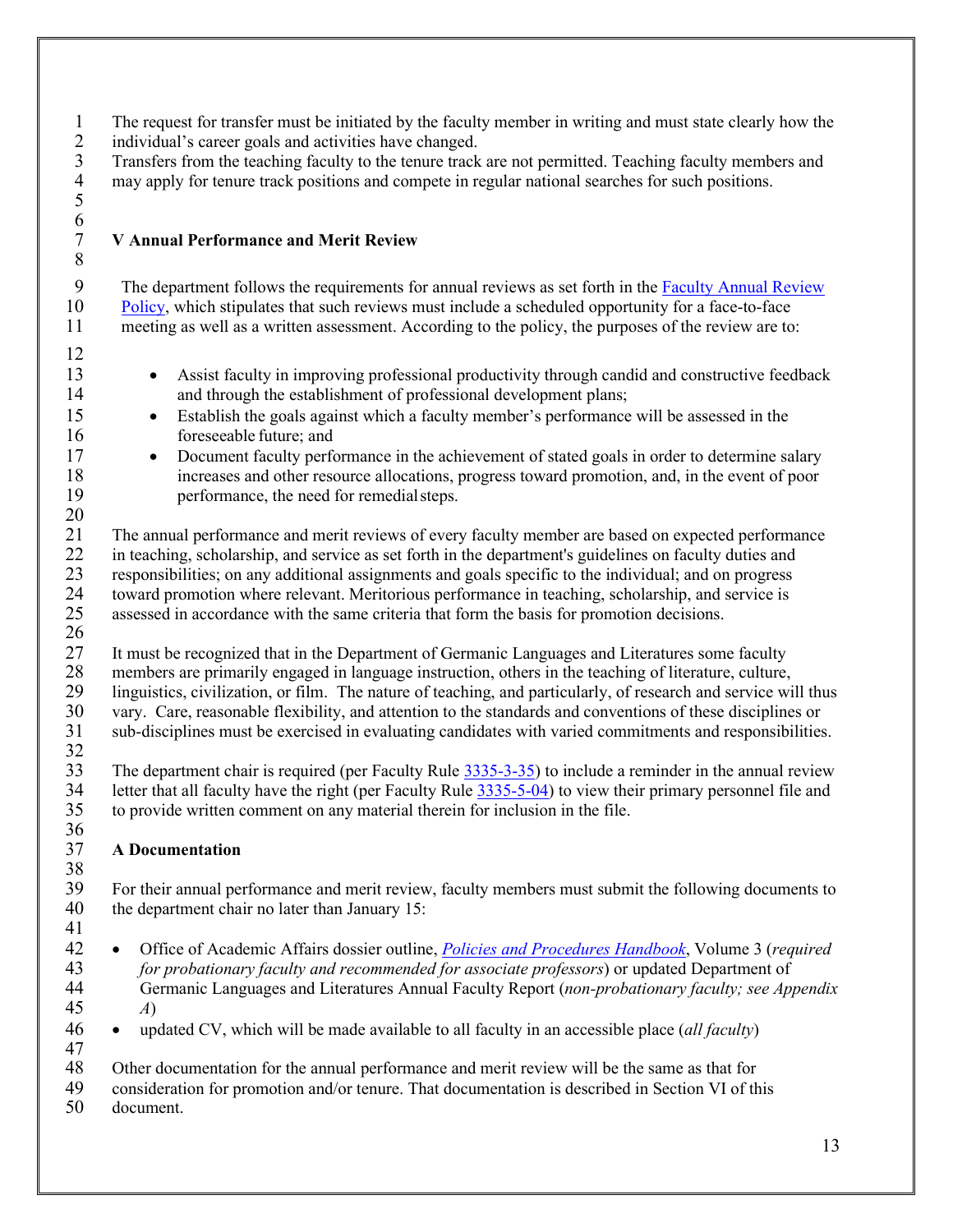The request for transfer must be initiated by the faculty member in writing and must state clearly how the individual's career goals and activities have changed.
Transfers from the teaching faculty to the tenure track are not permitted. Teaching faculty members and may apply for tenure track positions and compete in regular national searches for such positions.

## V Annual Performance and Merit Review

The department follows the requirements for annual reviews as set forth in the Faculty Annual Review Policy, which stipulates that such reviews must include a scheduled opportunity for a face-to-face meeting as well as a written assessment. According to the policy, the purposes of the review are to:

- Assist faculty in improving professional productivity through candid and constructive feedback and through the establishment of professional development plans;
- Establish the goals against which a faculty member's performance will be assessed in the foreseeable future; and
- Document faculty performance in the achievement of stated goals in order to determine salary increases and other resource allocations, progress toward promotion, and, in the event of poor performance, the need for remedial steps.

The annual performance and merit reviews of every faculty member are based on expected performance in teaching, scholarship, and service as set forth in the department's guidelines on faculty duties and responsibilities; on any additional assignments and goals specific to the individual; and on progress toward promotion where relevant. Meritorious performance in teaching, scholarship, and service is assessed in accordance with the same criteria that form the basis for promotion decisions.

It must be recognized that in the Department of Germanic Languages and Literatures some faculty members are primarily engaged in language instruction, others in the teaching of literature, culture, linguistics, civilization, or film. The nature of teaching, and particularly, of research and service will thus vary. Care, reasonable flexibility, and attention to the standards and conventions of these disciplines or sub-disciplines must be exercised in evaluating candidates with varied commitments and responsibilities.

The department chair is required (per Faculty Rule 3335-3-35) to include a reminder in the annual review letter that all faculty have the right (per Faculty Rule 3335-5-04) to view their primary personnel file and to provide written comment on any material therein for inclusion in the file.

### A Documentation

For their annual performance and merit review, faculty members must submit the following documents to the department chair no later than January 15:

- Office of Academic Affairs dossier outline, *Policies and Procedures Handbook*, Volume 3 (*required for probationary faculty and recommended for associate professors*) or updated Department of Germanic Languages and Literatures Annual Faculty Report (*non-probationary faculty; see Appendix A*)
- updated CV, which will be made available to all faculty in an accessible place (*all faculty*)

Other documentation for the annual performance and merit review will be the same as that for consideration for promotion and/or tenure. That documentation is described in Section VI of this document.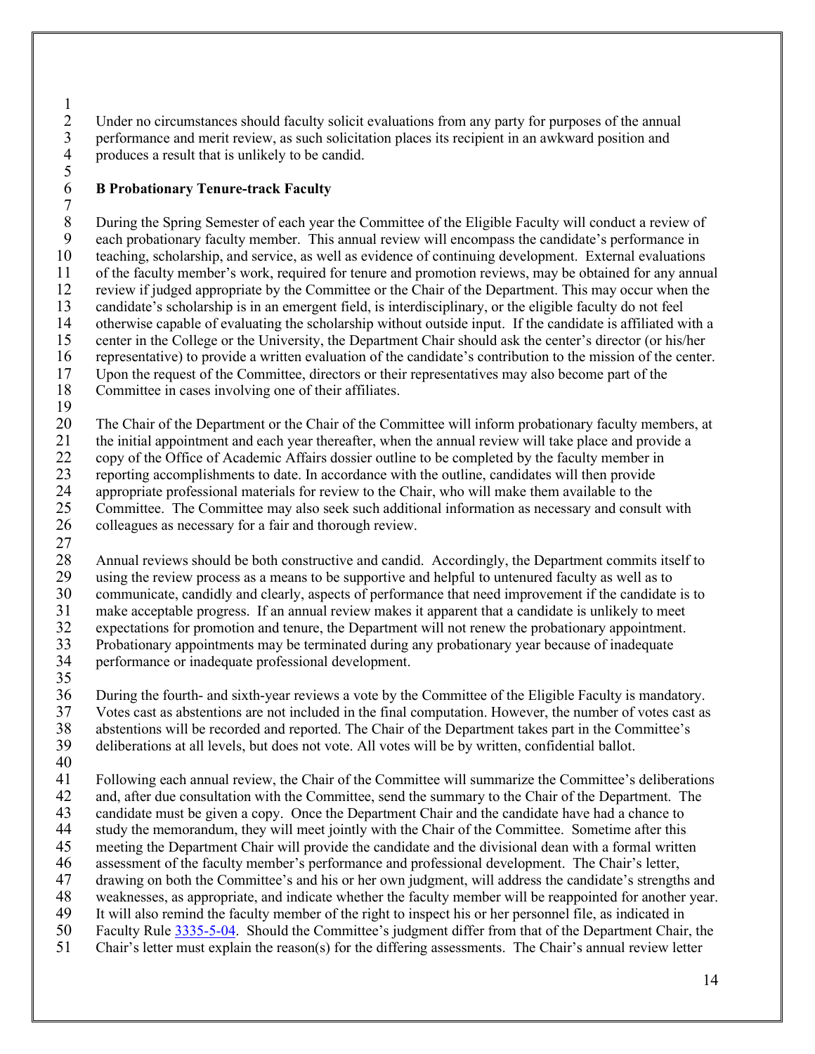Under no circumstances should faculty solicit evaluations from any party for purposes of the annual performance and merit review, as such solicitation places its recipient in an awkward position and produces a result that is unlikely to be candid.

**B Probationary Tenure-track Faculty**

During the Spring Semester of each year the Committee of the Eligible Faculty will conduct a review of each probationary faculty member. This annual review will encompass the candidate's performance in teaching, scholarship, and service, as well as evidence of continuing development. External evaluations of the faculty member's work, required for tenure and promotion reviews, may be obtained for any annual review if judged appropriate by the Committee or the Chair of the Department. This may occur when the candidate's scholarship is in an emergent field, is interdisciplinary, or the eligible faculty do not feel otherwise capable of evaluating the scholarship without outside input. If the candidate is affiliated with a center in the College or the University, the Department Chair should ask the center's director (or his/her representative) to provide a written evaluation of the candidate's contribution to the mission of the center. Upon the request of the Committee, directors or their representatives may also become part of the Committee in cases involving one of their affiliates.

The Chair of the Department or the Chair of the Committee will inform probationary faculty members, at the initial appointment and each year thereafter, when the annual review will take place and provide a copy of the Office of Academic Affairs dossier outline to be completed by the faculty member in reporting accomplishments to date. In accordance with the outline, candidates will then provide appropriate professional materials for review to the Chair, who will make them available to the Committee. The Committee may also seek such additional information as necessary and consult with colleagues as necessary for a fair and thorough review.

Annual reviews should be both constructive and candid. Accordingly, the Department commits itself to using the review process as a means to be supportive and helpful to untenured faculty as well as to communicate, candidly and clearly, aspects of performance that need improvement if the candidate is to make acceptable progress. If an annual review makes it apparent that a candidate is unlikely to meet expectations for promotion and tenure, the Department will not renew the probationary appointment. Probationary appointments may be terminated during any probationary year because of inadequate performance or inadequate professional development.

During the fourth- and sixth-year reviews a vote by the Committee of the Eligible Faculty is mandatory. Votes cast as abstentions are not included in the final computation. However, the number of votes cast as abstentions will be recorded and reported. The Chair of the Department takes part in the Committee's deliberations at all levels, but does not vote. All votes will be by written, confidential ballot.

Following each annual review, the Chair of the Committee will summarize the Committee's deliberations and, after due consultation with the Committee, send the summary to the Chair of the Department. The candidate must be given a copy. Once the Department Chair and the candidate have had a chance to study the memorandum, they will meet jointly with the Chair of the Committee. Sometime after this meeting the Department Chair will provide the candidate and the divisional dean with a formal written assessment of the faculty member's performance and professional development. The Chair's letter, drawing on both the Committee's and his or her own judgment, will address the candidate's strengths and weaknesses, as appropriate, and indicate whether the faculty member will be reappointed for another year. It will also remind the faculty member of the right to inspect his or her personnel file, as indicated in Faculty Rule 3335-5-04. Should the Committee's judgment differ from that of the Department Chair, the Chair's letter must explain the reason(s) for the differing assessments. The Chair's annual review letter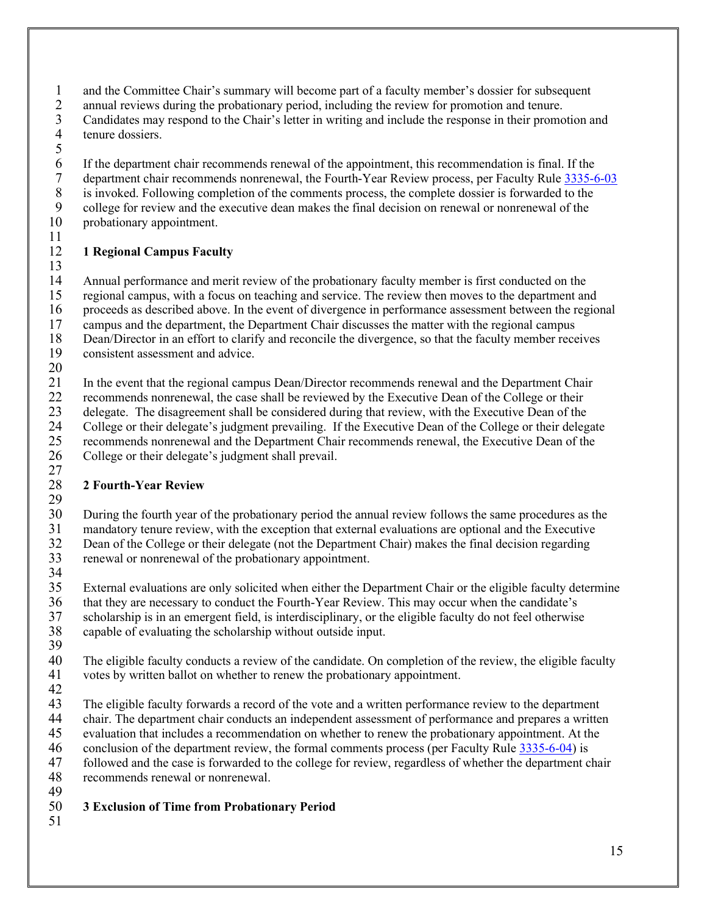and the Committee Chair's summary will become part of a faculty member's dossier for subsequent annual reviews during the probationary period, including the review for promotion and tenure. Candidates may respond to the Chair's letter in writing and include the response in their promotion and tenure dossiers.

If the department chair recommends renewal of the appointment, this recommendation is final. If the department chair recommends nonrenewal, the Fourth-Year Review process, per Faculty Rule [3335-6-03](3335-6-03) is invoked. Following completion of the comments process, the complete dossier is forwarded to the college for review and the executive dean makes the final decision on renewal or nonrenewal of the probationary appointment.

### 1 Regional Campus Faculty

Annual performance and merit review of the probationary faculty member is first conducted on the regional campus, with a focus on teaching and service. The review then moves to the department and proceeds as described above. In the event of divergence in performance assessment between the regional campus and the department, the Department Chair discusses the matter with the regional campus Dean/Director in an effort to clarify and reconcile the divergence, so that the faculty member receives consistent assessment and advice.

In the event that the regional campus Dean/Director recommends renewal and the Department Chair recommends nonrenewal, the case shall be reviewed by the Executive Dean of the College or their delegate. The disagreement shall be considered during that review, with the Executive Dean of the College or their delegate's judgment prevailing. If the Executive Dean of the College or their delegate recommends nonrenewal and the Department Chair recommends renewal, the Executive Dean of the College or their delegate's judgment shall prevail.

### 2 Fourth-Year Review

During the fourth year of the probationary period the annual review follows the same procedures as the mandatory tenure review, with the exception that external evaluations are optional and the Executive Dean of the College or their delegate (not the Department Chair) makes the final decision regarding renewal or nonrenewal of the probationary appointment.

External evaluations are only solicited when either the Department Chair or the eligible faculty determine that they are necessary to conduct the Fourth-Year Review. This may occur when the candidate's scholarship is in an emergent field, is interdisciplinary, or the eligible faculty do not feel otherwise capable of evaluating the scholarship without outside input.

The eligible faculty conducts a review of the candidate. On completion of the review, the eligible faculty votes by written ballot on whether to renew the probationary appointment.

The eligible faculty forwards a record of the vote and a written performance review to the department chair. The department chair conducts an independent assessment of performance and prepares a written evaluation that includes a recommendation on whether to renew the probationary appointment. At the conclusion of the department review, the formal comments process (per Faculty Rule [3335-6-04](3335-6-04)) is followed and the case is forwarded to the college for review, regardless of whether the department chair recommends renewal or nonrenewal.

### 3 Exclusion of Time from Probationary Period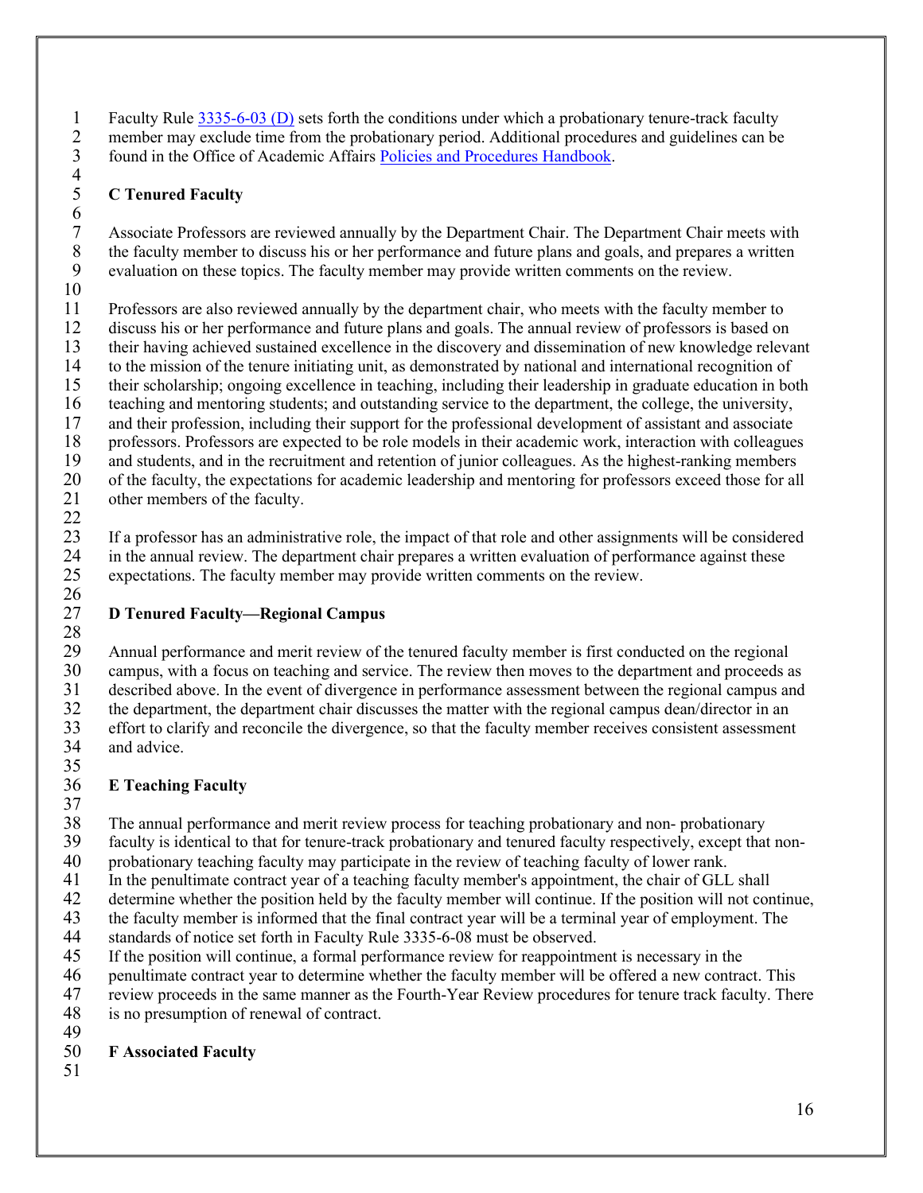Faculty Rule [3335-6-03 (D)]() sets forth the conditions under which a probationary tenure-track faculty member may exclude time from the probationary period. Additional procedures and guidelines can be found in the Office of Academic Affairs [Policies and Procedures Handbook]().

### C Tenured Faculty

Associate Professors are reviewed annually by the Department Chair. The Department Chair meets with the faculty member to discuss his or her performance and future plans and goals, and prepares a written evaluation on these topics. The faculty member may provide written comments on the review.

Professors are also reviewed annually by the department chair, who meets with the faculty member to discuss his or her performance and future plans and goals. The annual review of professors is based on their having achieved sustained excellence in the discovery and dissemination of new knowledge relevant to the mission of the tenure initiating unit, as demonstrated by national and international recognition of their scholarship; ongoing excellence in teaching, including their leadership in graduate education in both teaching and mentoring students; and outstanding service to the department, the college, the university, and their profession, including their support for the professional development of assistant and associate professors. Professors are expected to be role models in their academic work, interaction with colleagues and students, and in the recruitment and retention of junior colleagues. As the highest-ranking members of the faculty, the expectations for academic leadership and mentoring for professors exceed those for all other members of the faculty.

If a professor has an administrative role, the impact of that role and other assignments will be considered in the annual review. The department chair prepares a written evaluation of performance against these expectations. The faculty member may provide written comments on the review.

### D Tenured Faculty—Regional Campus

Annual performance and merit review of the tenured faculty member is first conducted on the regional campus, with a focus on teaching and service. The review then moves to the department and proceeds as described above. In the event of divergence in performance assessment between the regional campus and the department, the department chair discusses the matter with the regional campus dean/director in an effort to clarify and reconcile the divergence, so that the faculty member receives consistent assessment and advice.

### E Teaching Faculty

The annual performance and merit review process for teaching probationary and non- probationary faculty is identical to that for tenure-track probationary and tenured faculty respectively, except that non-probationary teaching faculty may participate in the review of teaching faculty of lower rank.
In the penultimate contract year of a teaching faculty member's appointment, the chair of GLL shall determine whether the position held by the faculty member will continue. If the position will not continue, the faculty member is informed that the final contract year will be a terminal year of employment. The standards of notice set forth in Faculty Rule 3335-6-08 must be observed.
If the position will continue, a formal performance review for reappointment is necessary in the penultimate contract year to determine whether the faculty member will be offered a new contract. This review proceeds in the same manner as the Fourth-Year Review procedures for tenure track faculty. There is no presumption of renewal of contract.

### F Associated Faculty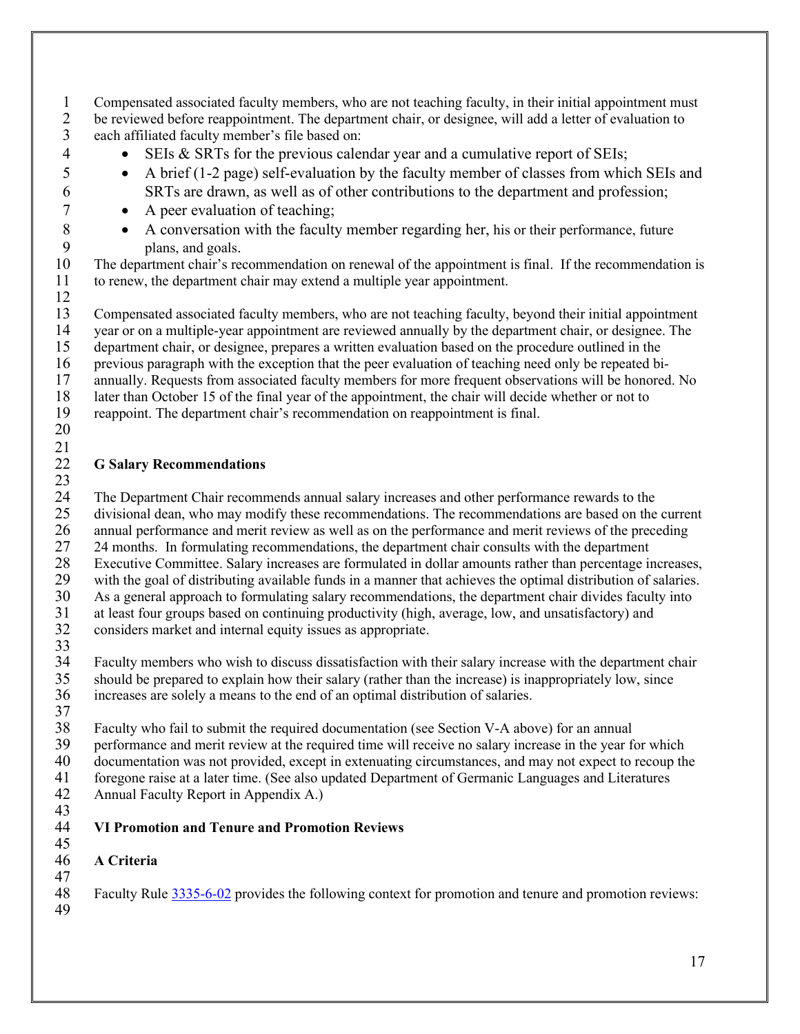Compensated associated faculty members, who are not teaching faculty, in their initial appointment must be reviewed before reappointment. The department chair, or designee, will add a letter of evaluation to each affiliated faculty member's file based on:

- SEIs & SRTs for the previous calendar year and a cumulative report of SEIs;
- A brief (1-2 page) self-evaluation by the faculty member of classes from which SEIs and SRTs are drawn, as well as of other contributions to the department and profession;
- A peer evaluation of teaching;
- A conversation with the faculty member regarding her, his or their performance, future plans, and goals.

The department chair's recommendation on renewal of the appointment is final. If the recommendation is to renew, the department chair may extend a multiple year appointment.

Compensated associated faculty members, who are not teaching faculty, beyond their initial appointment year or on a multiple-year appointment are reviewed annually by the department chair, or designee. The department chair, or designee, prepares a written evaluation based on the procedure outlined in the previous paragraph with the exception that the peer evaluation of teaching need only be repeated bi-annually. Requests from associated faculty members for more frequent observations will be honored. No later than October 15 of the final year of the appointment, the chair will decide whether or not to reappoint. The department chair's recommendation on reappointment is final.

## G Salary Recommendations

The Department Chair recommends annual salary increases and other performance rewards to the divisional dean, who may modify these recommendations. The recommendations are based on the current annual performance and merit review as well as on the performance and merit reviews of the preceding 24 months. In formulating recommendations, the department chair consults with the department Executive Committee. Salary increases are formulated in dollar amounts rather than percentage increases, with the goal of distributing available funds in a manner that achieves the optimal distribution of salaries. As a general approach to formulating salary recommendations, the department chair divides faculty into at least four groups based on continuing productivity (high, average, low, and unsatisfactory) and considers market and internal equity issues as appropriate.

Faculty members who wish to discuss dissatisfaction with their salary increase with the department chair should be prepared to explain how their salary (rather than the increase) is inappropriately low, since increases are solely a means to the end of an optimal distribution of salaries.

Faculty who fail to submit the required documentation (see Section V-A above) for an annual performance and merit review at the required time will receive no salary increase in the year for which documentation was not provided, except in extenuating circumstances, and may not expect to recoup the foregone raise at a later time. (See also updated Department of Germanic Languages and Literatures Annual Faculty Report in Appendix A.)

# VI Promotion and Tenure and Promotion Reviews

## A Criteria

Faculty Rule 3335-6-02 provides the following context for promotion and tenure and promotion reviews: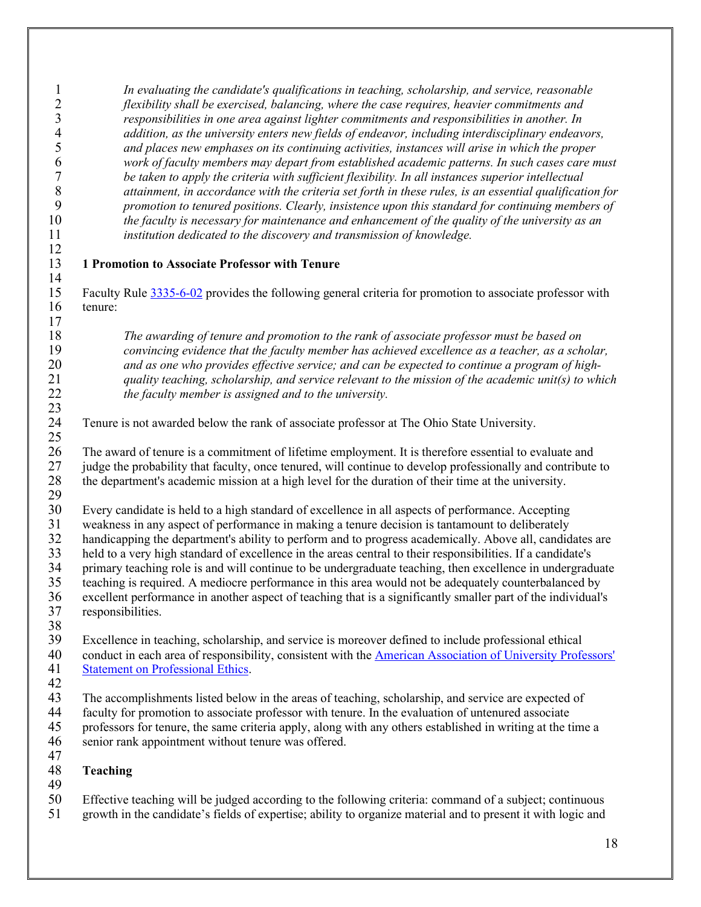*In evaluating the candidate's qualifications in teaching, scholarship, and service, reasonable flexibility shall be exercised, balancing, where the case requires, heavier commitments and responsibilities in one area against lighter commitments and responsibilities in another. In addition, as the university enters new fields of endeavor, including interdisciplinary endeavors, and places new emphases on its continuing activities, instances will arise in which the proper work of faculty members may depart from established academic patterns. In such cases care must be taken to apply the criteria with sufficient flexibility. In all instances superior intellectual attainment, in accordance with the criteria set forth in these rules, is an essential qualification for promotion to tenured positions. Clearly, insistence upon this standard for continuing members of the faculty is necessary for maintenance and enhancement of the quality of the university as an institution dedicated to the discovery and transmission of knowledge.*

## 1 Promotion to Associate Professor with Tenure

Faculty Rule 3335-6-02 provides the following general criteria for promotion to associate professor with tenure:

*The awarding of tenure and promotion to the rank of associate professor must be based on convincing evidence that the faculty member has achieved excellence as a teacher, as a scholar, and as one who provides effective service; and can be expected to continue a program of high-quality teaching, scholarship, and service relevant to the mission of the academic unit(s) to which the faculty member is assigned and to the university.*

Tenure is not awarded below the rank of associate professor at The Ohio State University.

The award of tenure is a commitment of lifetime employment. It is therefore essential to evaluate and judge the probability that faculty, once tenured, will continue to develop professionally and contribute to the department's academic mission at a high level for the duration of their time at the university.

Every candidate is held to a high standard of excellence in all aspects of performance. Accepting weakness in any aspect of performance in making a tenure decision is tantamount to deliberately handicapping the department's ability to perform and to progress academically. Above all, candidates are held to a very high standard of excellence in the areas central to their responsibilities. If a candidate's primary teaching role is and will continue to be undergraduate teaching, then excellence in undergraduate teaching is required. A mediocre performance in this area would not be adequately counterbalanced by excellent performance in another aspect of teaching that is a significantly smaller part of the individual's responsibilities.

Excellence in teaching, scholarship, and service is moreover defined to include professional ethical conduct in each area of responsibility, consistent with the American Association of University Professors' Statement on Professional Ethics.

The accomplishments listed below in the areas of teaching, scholarship, and service are expected of faculty for promotion to associate professor with tenure. In the evaluation of untenured associate professors for tenure, the same criteria apply, along with any others established in writing at the time a senior rank appointment without tenure was offered.

### Teaching

Effective teaching will be judged according to the following criteria: command of a subject; continuous growth in the candidate's fields of expertise; ability to organize material and to present it with logic and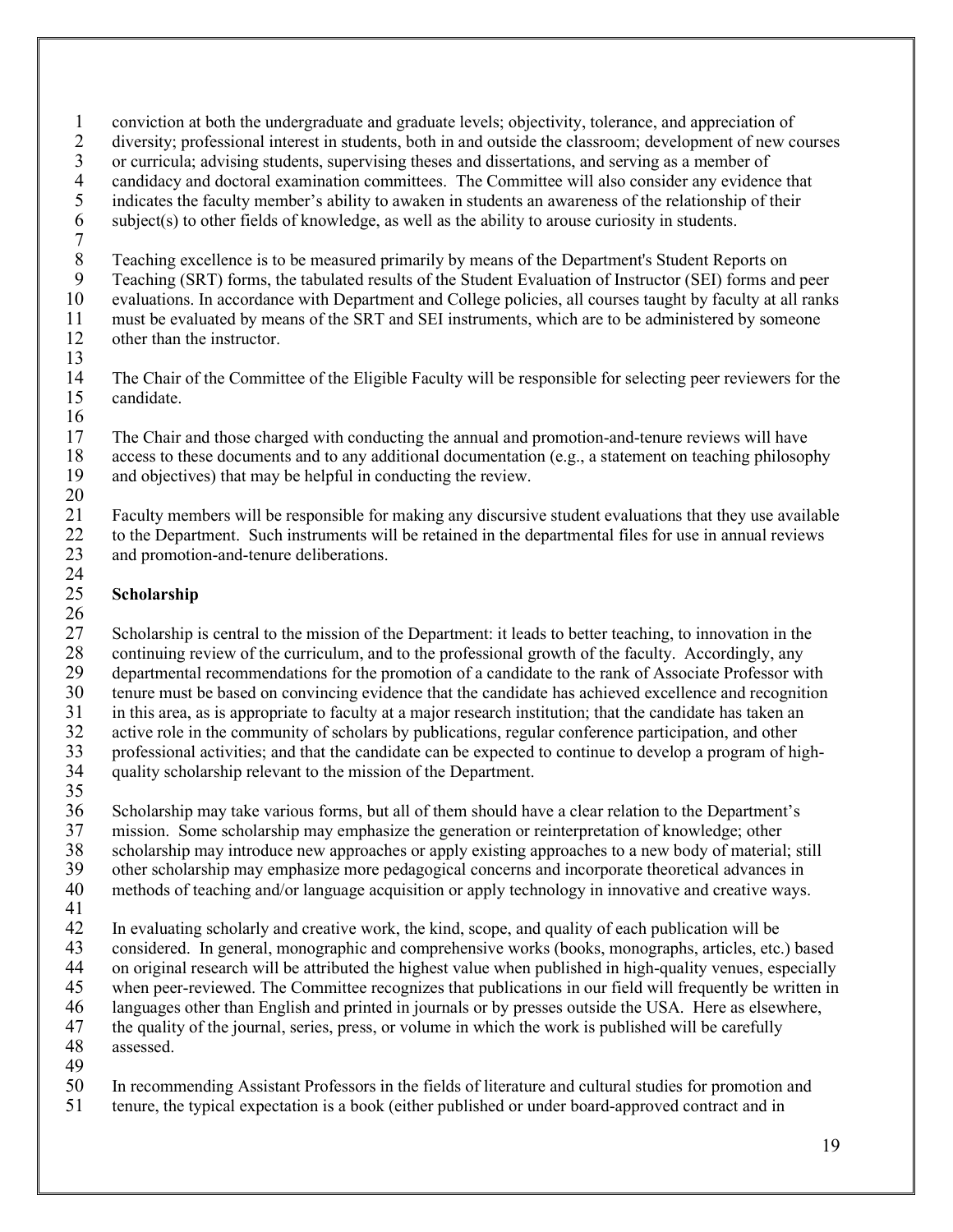conviction at both the undergraduate and graduate levels; objectivity, tolerance, and appreciation of diversity; professional interest in students, both in and outside the classroom; development of new courses or curricula; advising students, supervising theses and dissertations, and serving as a member of candidacy and doctoral examination committees. The Committee will also consider any evidence that indicates the faculty member's ability to awaken in students an awareness of the relationship of their subject(s) to other fields of knowledge, as well as the ability to arouse curiosity in students.

Teaching excellence is to be measured primarily by means of the Department's Student Reports on Teaching (SRT) forms, the tabulated results of the Student Evaluation of Instructor (SEI) forms and peer evaluations. In accordance with Department and College policies, all courses taught by faculty at all ranks must be evaluated by means of the SRT and SEI instruments, which are to be administered by someone other than the instructor.

The Chair of the Committee of the Eligible Faculty will be responsible for selecting peer reviewers for the candidate.

The Chair and those charged with conducting the annual and promotion-and-tenure reviews will have access to these documents and to any additional documentation (e.g., a statement on teaching philosophy and objectives) that may be helpful in conducting the review.

Faculty members will be responsible for making any discursive student evaluations that they use available to the Department. Such instruments will be retained in the departmental files for use in annual reviews and promotion-and-tenure deliberations.

**Scholarship**

Scholarship is central to the mission of the Department: it leads to better teaching, to innovation in the continuing review of the curriculum, and to the professional growth of the faculty. Accordingly, any departmental recommendations for the promotion of a candidate to the rank of Associate Professor with tenure must be based on convincing evidence that the candidate has achieved excellence and recognition in this area, as is appropriate to faculty at a major research institution; that the candidate has taken an active role in the community of scholars by publications, regular conference participation, and other professional activities; and that the candidate can be expected to continue to develop a program of high-quality scholarship relevant to the mission of the Department.

Scholarship may take various forms, but all of them should have a clear relation to the Department's mission. Some scholarship may emphasize the generation or reinterpretation of knowledge; other scholarship may introduce new approaches or apply existing approaches to a new body of material; still other scholarship may emphasize more pedagogical concerns and incorporate theoretical advances in methods of teaching and/or language acquisition or apply technology in innovative and creative ways.

In evaluating scholarly and creative work, the kind, scope, and quality of each publication will be considered. In general, monographic and comprehensive works (books, monographs, articles, etc.) based on original research will be attributed the highest value when published in high-quality venues, especially when peer-reviewed. The Committee recognizes that publications in our field will frequently be written in languages other than English and printed in journals or by presses outside the USA. Here as elsewhere, the quality of the journal, series, press, or volume in which the work is published will be carefully assessed.

In recommending Assistant Professors in the fields of literature and cultural studies for promotion and tenure, the typical expectation is a book (either published or under board-approved contract and in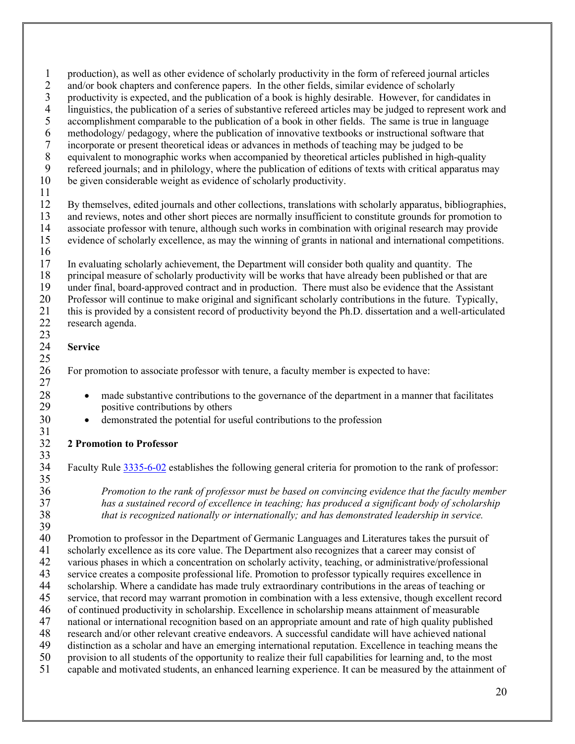production), as well as other evidence of scholarly productivity in the form of refereed journal articles and/or book chapters and conference papers. In the other fields, similar evidence of scholarly productivity is expected, and the publication of a book is highly desirable. However, for candidates in linguistics, the publication of a series of substantive refereed articles may be judged to represent work and accomplishment comparable to the publication of a book in other fields. The same is true in language methodology/ pedagogy, where the publication of innovative textbooks or instructional software that incorporate or present theoretical ideas or advances in methods of teaching may be judged to be equivalent to monographic works when accompanied by theoretical articles published in high-quality refereed journals; and in philology, where the publication of editions of texts with critical apparatus may be given considerable weight as evidence of scholarly productivity.

By themselves, edited journals and other collections, translations with scholarly apparatus, bibliographies, and reviews, notes and other short pieces are normally insufficient to constitute grounds for promotion to associate professor with tenure, although such works in combination with original research may provide evidence of scholarly excellence, as may the winning of grants in national and international competitions.

In evaluating scholarly achievement, the Department will consider both quality and quantity. The principal measure of scholarly productivity will be works that have already been published or that are under final, board-approved contract and in production. There must also be evidence that the Assistant Professor will continue to make original and significant scholarly contributions in the future. Typically, this is provided by a consistent record of productivity beyond the Ph.D. dissertation and a well-articulated research agenda.

**Service**

For promotion to associate professor with tenure, a faculty member is expected to have:

- made substantive contributions to the governance of the department in a manner that facilitates positive contributions by others
- demonstrated the potential for useful contributions to the profession

**2 Promotion to Professor**

Faculty Rule 3335-6-02 establishes the following general criteria for promotion to the rank of professor:

> *Promotion to the rank of professor must be based on convincing evidence that the faculty member has a sustained record of excellence in teaching; has produced a significant body of scholarship that is recognized nationally or internationally; and has demonstrated leadership in service.*

Promotion to professor in the Department of Germanic Languages and Literatures takes the pursuit of scholarly excellence as its core value. The Department also recognizes that a career may consist of various phases in which a concentration on scholarly activity, teaching, or administrative/professional service creates a composite professional life. Promotion to professor typically requires excellence in scholarship. Where a candidate has made truly extraordinary contributions in the areas of teaching or service, that record may warrant promotion in combination with a less extensive, though excellent record of continued productivity in scholarship. Excellence in scholarship means attainment of measurable national or international recognition based on an appropriate amount and rate of high quality published research and/or other relevant creative endeavors. A successful candidate will have achieved national distinction as a scholar and have an emerging international reputation. Excellence in teaching means the provision to all students of the opportunity to realize their full capabilities for learning and, to the most capable and motivated students, an enhanced learning experience. It can be measured by the attainment of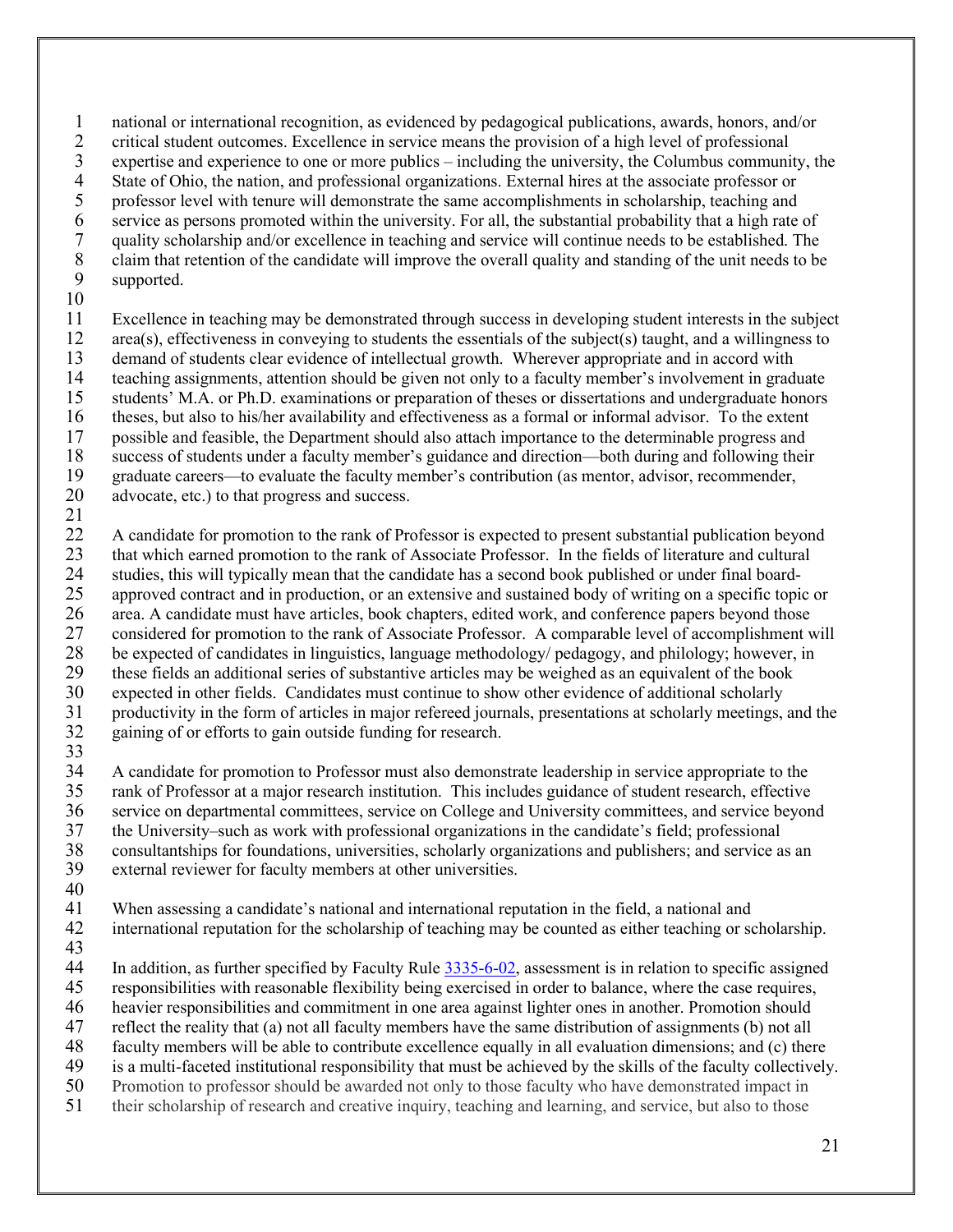national or international recognition, as evidenced by pedagogical publications, awards, honors, and/or critical student outcomes. Excellence in service means the provision of a high level of professional expertise and experience to one or more publics – including the university, the Columbus community, the State of Ohio, the nation, and professional organizations. External hires at the associate professor or professor level with tenure will demonstrate the same accomplishments in scholarship, teaching and service as persons promoted within the university. For all, the substantial probability that a high rate of quality scholarship and/or excellence in teaching and service will continue needs to be established. The claim that retention of the candidate will improve the overall quality and standing of the unit needs to be supported.

Excellence in teaching may be demonstrated through success in developing student interests in the subject area(s), effectiveness in conveying to students the essentials of the subject(s) taught, and a willingness to demand of students clear evidence of intellectual growth. Wherever appropriate and in accord with teaching assignments, attention should be given not only to a faculty member's involvement in graduate students' M.A. or Ph.D. examinations or preparation of theses or dissertations and undergraduate honors theses, but also to his/her availability and effectiveness as a formal or informal advisor. To the extent possible and feasible, the Department should also attach importance to the determinable progress and success of students under a faculty member's guidance and direction—both during and following their graduate careers—to evaluate the faculty member's contribution (as mentor, advisor, recommender, advocate, etc.) to that progress and success.

A candidate for promotion to the rank of Professor is expected to present substantial publication beyond that which earned promotion to the rank of Associate Professor. In the fields of literature and cultural studies, this will typically mean that the candidate has a second book published or under final board-approved contract and in production, or an extensive and sustained body of writing on a specific topic or area. A candidate must have articles, book chapters, edited work, and conference papers beyond those considered for promotion to the rank of Associate Professor. A comparable level of accomplishment will be expected of candidates in linguistics, language methodology/ pedagogy, and philology; however, in these fields an additional series of substantive articles may be weighed as an equivalent of the book expected in other fields. Candidates must continue to show other evidence of additional scholarly productivity in the form of articles in major refereed journals, presentations at scholarly meetings, and the gaining of or efforts to gain outside funding for research.

A candidate for promotion to Professor must also demonstrate leadership in service appropriate to the rank of Professor at a major research institution. This includes guidance of student research, effective service on departmental committees, service on College and University committees, and service beyond the University–such as work with professional organizations in the candidate's field; professional consultantships for foundations, universities, scholarly organizations and publishers; and service as an external reviewer for faculty members at other universities.

When assessing a candidate's national and international reputation in the field, a national and international reputation for the scholarship of teaching may be counted as either teaching or scholarship.

In addition, as further specified by Faculty Rule 3335-6-02, assessment is in relation to specific assigned responsibilities with reasonable flexibility being exercised in order to balance, where the case requires, heavier responsibilities and commitment in one area against lighter ones in another. Promotion should reflect the reality that (a) not all faculty members have the same distribution of assignments (b) not all faculty members will be able to contribute excellence equally in all evaluation dimensions; and (c) there is a multi-faceted institutional responsibility that must be achieved by the skills of the faculty collectively. Promotion to professor should be awarded not only to those faculty who have demonstrated impact in their scholarship of research and creative inquiry, teaching and learning, and service, but also to those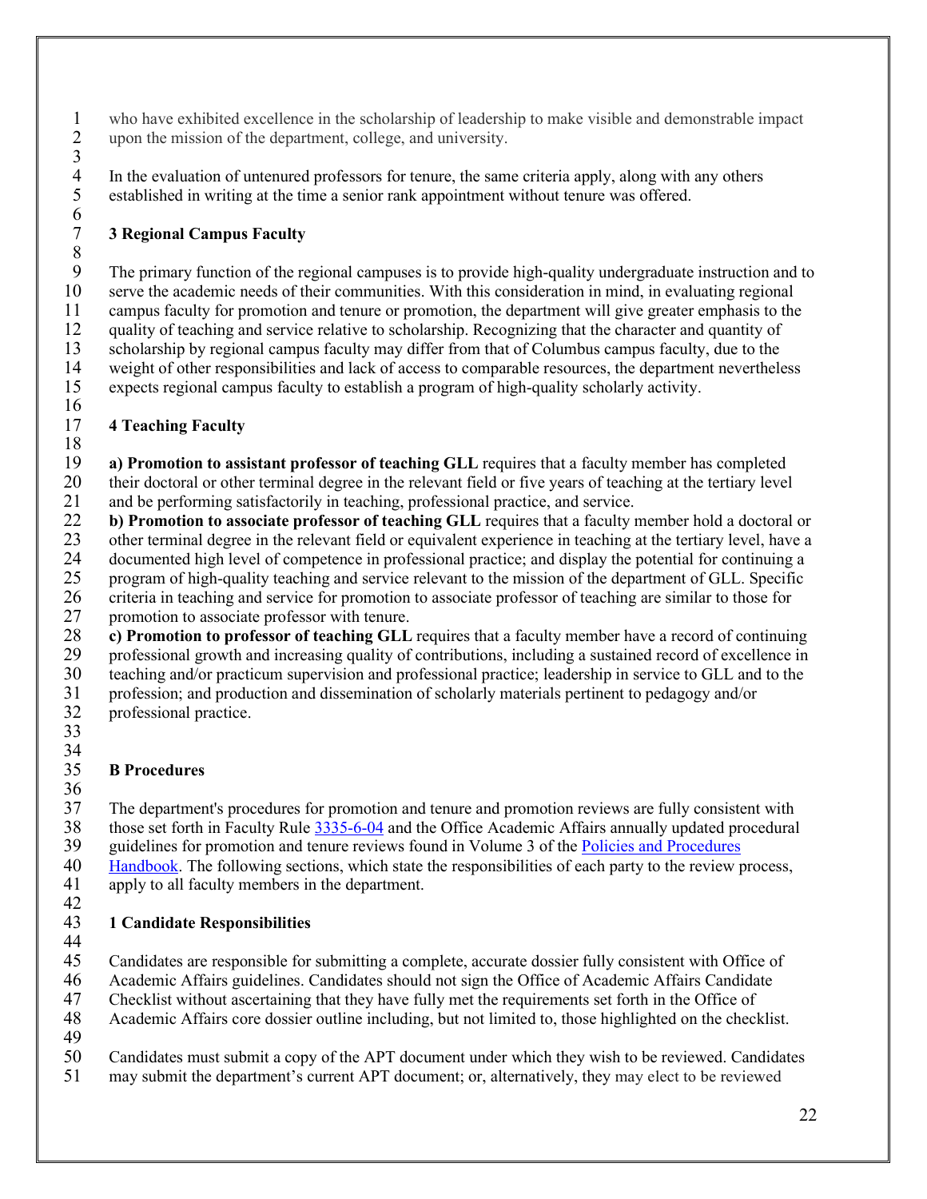who have exhibited excellence in the scholarship of leadership to make visible and demonstrable impact upon the mission of the department, college, and university.

In the evaluation of untenured professors for tenure, the same criteria apply, along with any others established in writing at the time a senior rank appointment without tenure was offered.

### 3 Regional Campus Faculty

The primary function of the regional campuses is to provide high-quality undergraduate instruction and to serve the academic needs of their communities. With this consideration in mind, in evaluating regional campus faculty for promotion and tenure or promotion, the department will give greater emphasis to the quality of teaching and service relative to scholarship. Recognizing that the character and quantity of scholarship by regional campus faculty may differ from that of Columbus campus faculty, due to the weight of other responsibilities and lack of access to comparable resources, the department nevertheless expects regional campus faculty to establish a program of high-quality scholarly activity.

### 4 Teaching Faculty

**a) Promotion to assistant professor of teaching GLL** requires that a faculty member has completed their doctoral or other terminal degree in the relevant field or five years of teaching at the tertiary level and be performing satisfactorily in teaching, professional practice, and service.

**b) Promotion to associate professor of teaching GLL** requires that a faculty member hold a doctoral or other terminal degree in the relevant field or equivalent experience in teaching at the tertiary level, have a documented high level of competence in professional practice; and display the potential for continuing a program of high-quality teaching and service relevant to the mission of the department of GLL. Specific criteria in teaching and service for promotion to associate professor of teaching are similar to those for promotion to associate professor with tenure.

**c) Promotion to professor of teaching GLL** requires that a faculty member have a record of continuing professional growth and increasing quality of contributions, including a sustained record of excellence in teaching and/or practicum supervision and professional practice; leadership in service to GLL and to the profession; and production and dissemination of scholarly materials pertinent to pedagogy and/or professional practice.

## B Procedures

The department's procedures for promotion and tenure and promotion reviews are fully consistent with those set forth in Faculty Rule 3335-6-04 and the Office Academic Affairs annually updated procedural guidelines for promotion and tenure reviews found in Volume 3 of the Policies and Procedures Handbook. The following sections, which state the responsibilities of each party to the review process, apply to all faculty members in the department.

### 1 Candidate Responsibilities

Candidates are responsible for submitting a complete, accurate dossier fully consistent with Office of Academic Affairs guidelines. Candidates should not sign the Office of Academic Affairs Candidate Checklist without ascertaining that they have fully met the requirements set forth in the Office of Academic Affairs core dossier outline including, but not limited to, those highlighted on the checklist.

Candidates must submit a copy of the APT document under which they wish to be reviewed. Candidates may submit the department's current APT document; or, alternatively, they may elect to be reviewed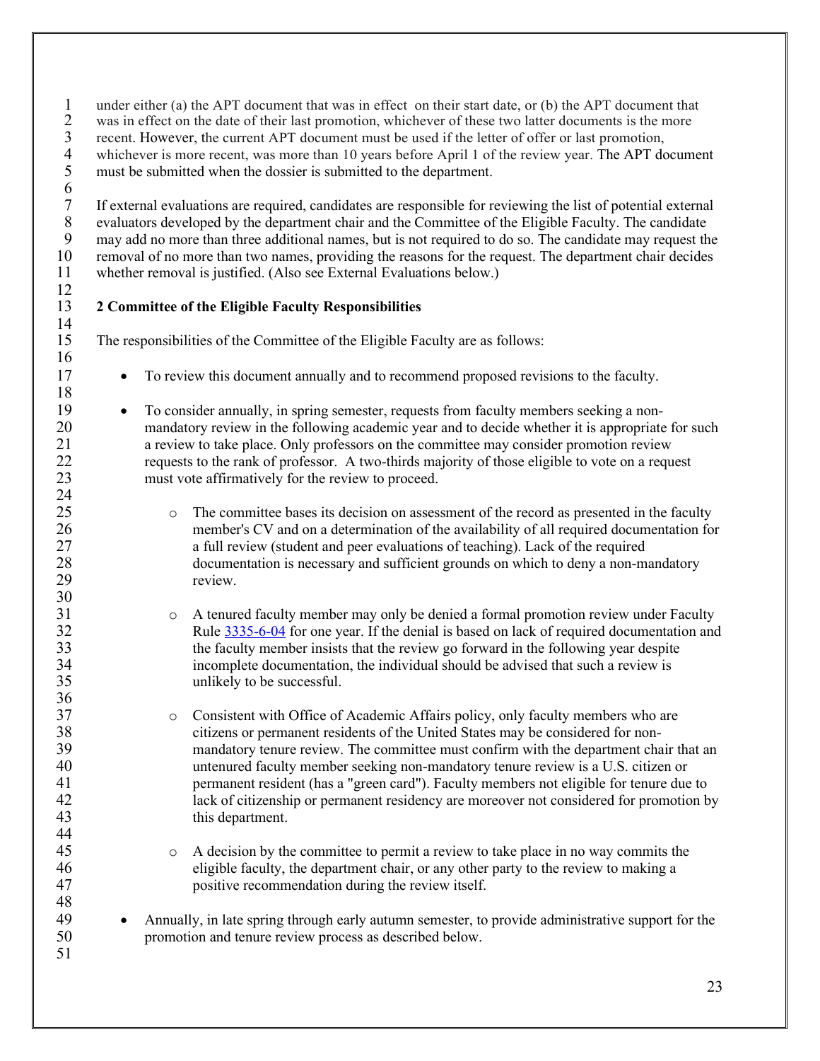under either (a) the APT document that was in effect on their start date, or (b) the APT document that was in effect on the date of their last promotion, whichever of these two latter documents is the more recent. However, the current APT document must be used if the letter of offer or last promotion, whichever is more recent, was more than 10 years before April 1 of the review year. The APT document must be submitted when the dossier is submitted to the department.

If external evaluations are required, candidates are responsible for reviewing the list of potential external evaluators developed by the department chair and the Committee of the Eligible Faculty. The candidate may add no more than three additional names, but is not required to do so. The candidate may request the removal of no more than two names, providing the reasons for the request. The department chair decides whether removal is justified. (Also see External Evaluations below.)

**2 Committee of the Eligible Faculty Responsibilities**

The responsibilities of the Committee of the Eligible Faculty are as follows:

- To review this document annually and to recommend proposed revisions to the faculty.

- To consider annually, in spring semester, requests from faculty members seeking a non-mandatory review in the following academic year and to decide whether it is appropriate for such a review to take place. Only professors on the committee may consider promotion review requests to the rank of professor. A two-thirds majority of those eligible to vote on a request must vote affirmatively for the review to proceed.

    - The committee bases its decision on assessment of the record as presented in the faculty member's CV and on a determination of the availability of all required documentation for a full review (student and peer evaluations of teaching). Lack of the required documentation is necessary and sufficient grounds on which to deny a non-mandatory review.

    - A tenured faculty member may only be denied a formal promotion review under Faculty Rule 3335-6-04 for one year. If the denial is based on lack of required documentation and the faculty member insists that the review go forward in the following year despite incomplete documentation, the individual should be advised that such a review is unlikely to be successful.

    - Consistent with Office of Academic Affairs policy, only faculty members who are citizens or permanent residents of the United States may be considered for non-mandatory tenure review. The committee must confirm with the department chair that an untenured faculty member seeking non-mandatory tenure review is a U.S. citizen or permanent resident (has a "green card"). Faculty members not eligible for tenure due to lack of citizenship or permanent residency are moreover not considered for promotion by this department.

    - A decision by the committee to permit a review to take place in no way commits the eligible faculty, the department chair, or any other party to the review to making a positive recommendation during the review itself.

- Annually, in late spring through early autumn semester, to provide administrative support for the promotion and tenure review process as described below.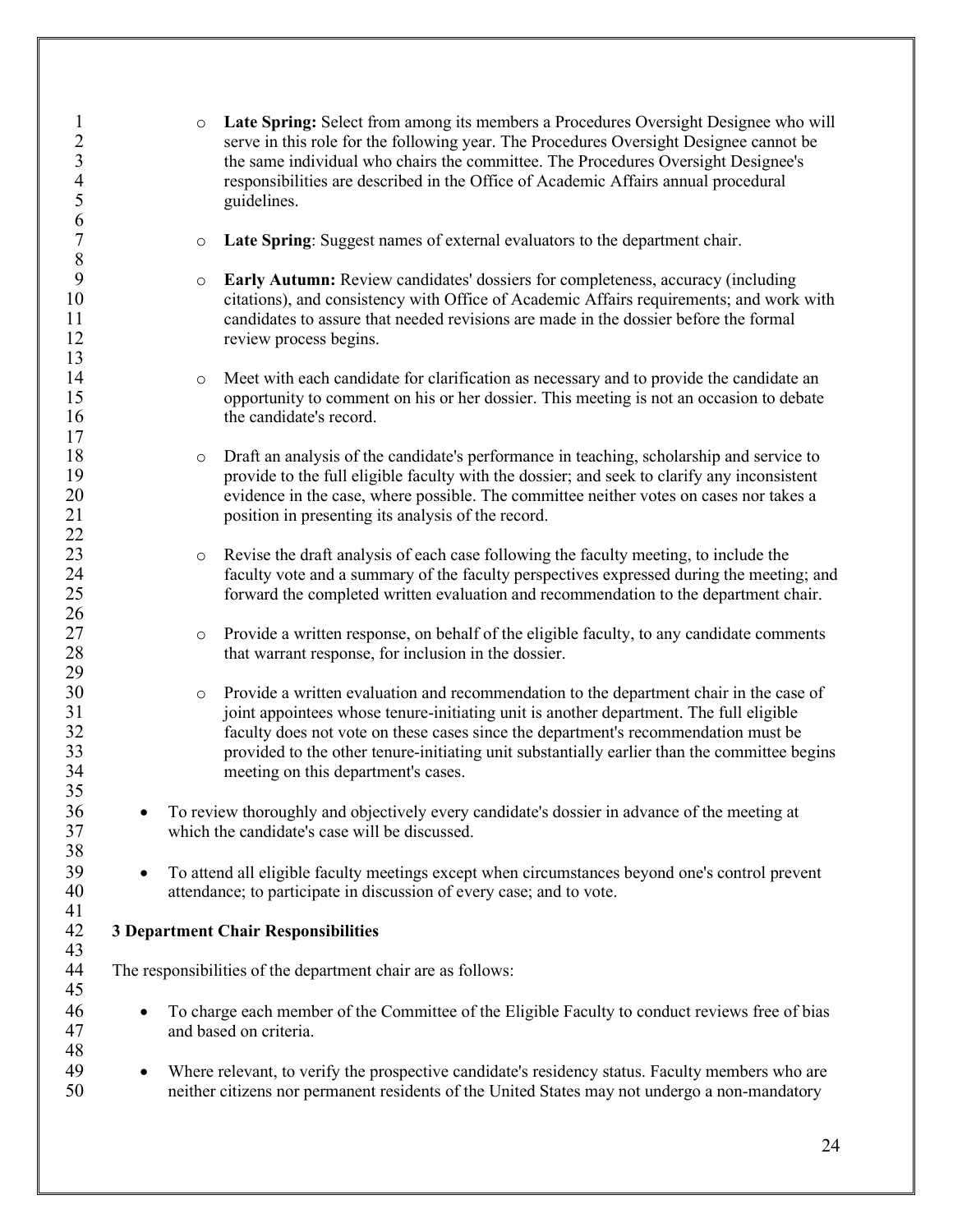- **Late Spring:** Select from among its members a Procedures Oversight Designee who will serve in this role for the following year. The Procedures Oversight Designee cannot be the same individual who chairs the committee. The Procedures Oversight Designee's responsibilities are described in the Office of Academic Affairs annual procedural guidelines.

  - **Late Spring**: Suggest names of external evaluators to the department chair.

  - **Early Autumn:** Review candidates' dossiers for completeness, accuracy (including citations), and consistency with Office of Academic Affairs requirements; and work with candidates to assure that needed revisions are made in the dossier before the formal review process begins.

  - Meet with each candidate for clarification as necessary and to provide the candidate an opportunity to comment on his or her dossier. This meeting is not an occasion to debate the candidate's record.

  - Draft an analysis of the candidate's performance in teaching, scholarship and service to provide to the full eligible faculty with the dossier; and seek to clarify any inconsistent evidence in the case, where possible. The committee neither votes on cases nor takes a position in presenting its analysis of the record.

  - Revise the draft analysis of each case following the faculty meeting, to include the faculty vote and a summary of the faculty perspectives expressed during the meeting; and forward the completed written evaluation and recommendation to the department chair.

  - Provide a written response, on behalf of the eligible faculty, to any candidate comments that warrant response, for inclusion in the dossier.

  - Provide a written evaluation and recommendation to the department chair in the case of joint appointees whose tenure-initiating unit is another department. The full eligible faculty does not vote on these cases since the department's recommendation must be provided to the other tenure-initiating unit substantially earlier than the committee begins meeting on this department's cases.

- To review thoroughly and objectively every candidate's dossier in advance of the meeting at which the candidate's case will be discussed.

- To attend all eligible faculty meetings except when circumstances beyond one's control prevent attendance; to participate in discussion of every case; and to vote.

### 3 Department Chair Responsibilities

The responsibilities of the department chair are as follows:

- To charge each member of the Committee of the Eligible Faculty to conduct reviews free of bias and based on criteria.

- Where relevant, to verify the prospective candidate's residency status. Faculty members who are neither citizens nor permanent residents of the United States may not undergo a non-mandatory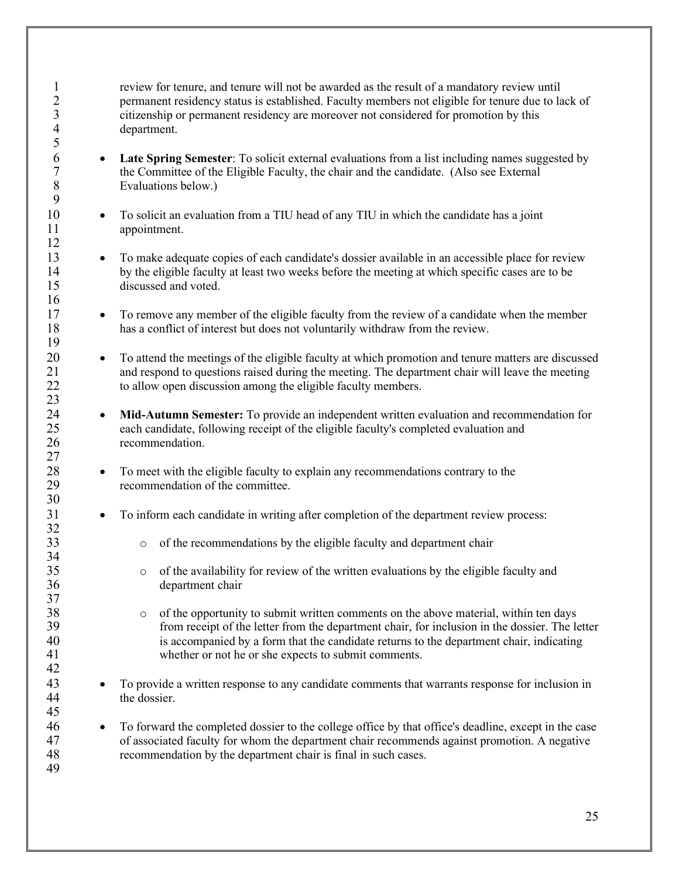review for tenure, and tenure will not be awarded as the result of a mandatory review until permanent residency status is established. Faculty members not eligible for tenure due to lack of citizenship or permanent residency are moreover not considered for promotion by this department.

- **Late Spring Semester**: To solicit external evaluations from a list including names suggested by the Committee of the Eligible Faculty, the chair and the candidate. (Also see External Evaluations below.)

- To solicit an evaluation from a TIU head of any TIU in which the candidate has a joint appointment.

- To make adequate copies of each candidate's dossier available in an accessible place for review by the eligible faculty at least two weeks before the meeting at which specific cases are to be discussed and voted.

- To remove any member of the eligible faculty from the review of a candidate when the member has a conflict of interest but does not voluntarily withdraw from the review.

- To attend the meetings of the eligible faculty at which promotion and tenure matters are discussed and respond to questions raised during the meeting. The department chair will leave the meeting to allow open discussion among the eligible faculty members.

- **Mid-Autumn Semester:** To provide an independent written evaluation and recommendation for each candidate, following receipt of the eligible faculty's completed evaluation and recommendation.

- To meet with the eligible faculty to explain any recommendations contrary to the recommendation of the committee.

- To inform each candidate in writing after completion of the department review process:

    - of the recommendations by the eligible faculty and department chair

    - of the availability for review of the written evaluations by the eligible faculty and department chair

    - of the opportunity to submit written comments on the above material, within ten days from receipt of the letter from the department chair, for inclusion in the dossier. The letter is accompanied by a form that the candidate returns to the department chair, indicating whether or not he or she expects to submit comments.

- To provide a written response to any candidate comments that warrants response for inclusion in the dossier.

- To forward the completed dossier to the college office by that office's deadline, except in the case of associated faculty for whom the department chair recommends against promotion. A negative recommendation by the department chair is final in such cases.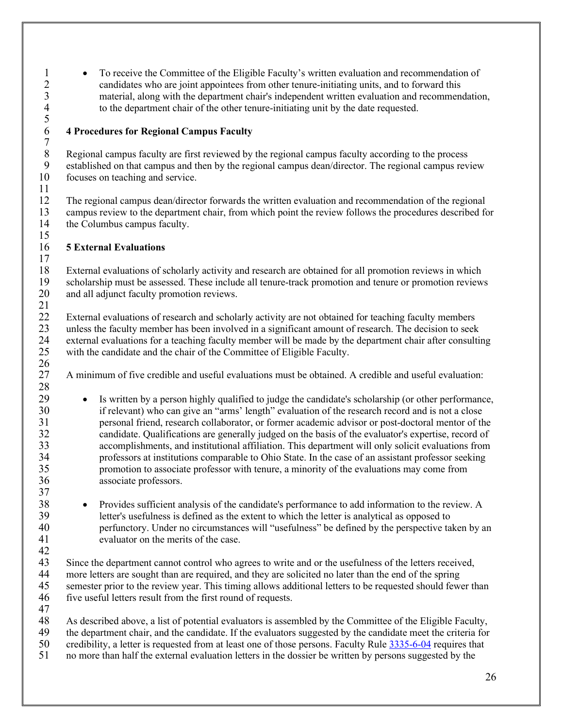- To receive the Committee of the Eligible Faculty's written evaluation and recommendation of candidates who are joint appointees from other tenure-initiating units, and to forward this material, along with the department chair's independent written evaluation and recommendation, to the department chair of the other tenure-initiating unit by the date requested.

## 4 Procedures for Regional Campus Faculty

Regional campus faculty are first reviewed by the regional campus faculty according to the process established on that campus and then by the regional campus dean/director. The regional campus review focuses on teaching and service.

The regional campus dean/director forwards the written evaluation and recommendation of the regional campus review to the department chair, from which point the review follows the procedures described for the Columbus campus faculty.

## 5 External Evaluations

External evaluations of scholarly activity and research are obtained for all promotion reviews in which scholarship must be assessed. These include all tenure-track promotion and tenure or promotion reviews and all adjunct faculty promotion reviews.

External evaluations of research and scholarly activity are not obtained for teaching faculty members unless the faculty member has been involved in a significant amount of research. The decision to seek external evaluations for a teaching faculty member will be made by the department chair after consulting with the candidate and the chair of the Committee of Eligible Faculty.

A minimum of five credible and useful evaluations must be obtained. A credible and useful evaluation:

- Is written by a person highly qualified to judge the candidate's scholarship (or other performance, if relevant) who can give an "arms' length" evaluation of the research record and is not a close personal friend, research collaborator, or former academic advisor or post-doctoral mentor of the candidate. Qualifications are generally judged on the basis of the evaluator's expertise, record of accomplishments, and institutional affiliation. This department will only solicit evaluations from professors at institutions comparable to Ohio State. In the case of an assistant professor seeking promotion to associate professor with tenure, a minority of the evaluations may come from associate professors.

- Provides sufficient analysis of the candidate's performance to add information to the review. A letter's usefulness is defined as the extent to which the letter is analytical as opposed to perfunctory. Under no circumstances will "usefulness" be defined by the perspective taken by an evaluator on the merits of the case.

Since the department cannot control who agrees to write and or the usefulness of the letters received, more letters are sought than are required, and they are solicited no later than the end of the spring semester prior to the review year. This timing allows additional letters to be requested should fewer than five useful letters result from the first round of requests.

As described above, a list of potential evaluators is assembled by the Committee of the Eligible Faculty, the department chair, and the candidate. If the evaluators suggested by the candidate meet the criteria for credibility, a letter is requested from at least one of those persons. Faculty Rule 3335-6-04 requires that no more than half the external evaluation letters in the dossier be written by persons suggested by the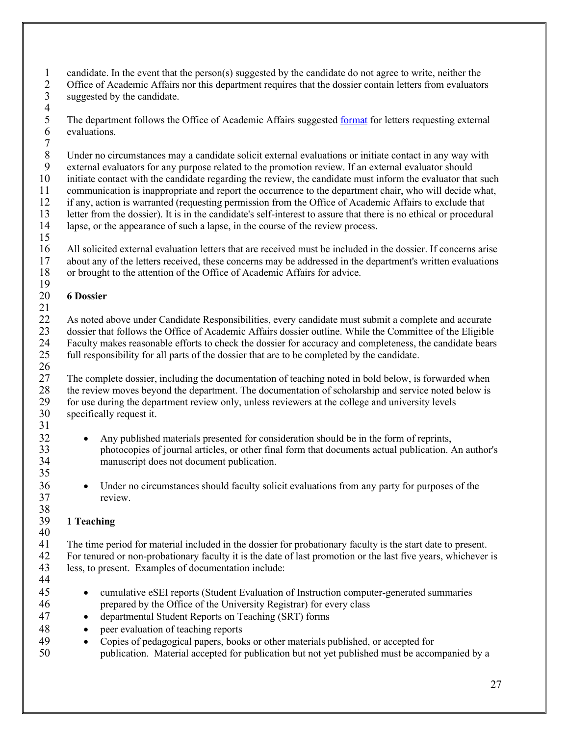candidate. In the event that the person(s) suggested by the candidate do not agree to write, neither the Office of Academic Affairs nor this department requires that the dossier contain letters from evaluators suggested by the candidate.

The department follows the Office of Academic Affairs suggested format for letters requesting external evaluations.

Under no circumstances may a candidate solicit external evaluations or initiate contact in any way with external evaluators for any purpose related to the promotion review. If an external evaluator should initiate contact with the candidate regarding the review, the candidate must inform the evaluator that such communication is inappropriate and report the occurrence to the department chair, who will decide what, if any, action is warranted (requesting permission from the Office of Academic Affairs to exclude that letter from the dossier). It is in the candidate's self-interest to assure that there is no ethical or procedural lapse, or the appearance of such a lapse, in the course of the review process.

All solicited external evaluation letters that are received must be included in the dossier. If concerns arise about any of the letters received, these concerns may be addressed in the department's written evaluations or brought to the attention of the Office of Academic Affairs for advice.

## 6 Dossier

As noted above under Candidate Responsibilities, every candidate must submit a complete and accurate dossier that follows the Office of Academic Affairs dossier outline. While the Committee of the Eligible Faculty makes reasonable efforts to check the dossier for accuracy and completeness, the candidate bears full responsibility for all parts of the dossier that are to be completed by the candidate.

The complete dossier, including the documentation of teaching noted in bold below, is forwarded when the review moves beyond the department. The documentation of scholarship and service noted below is for use during the department review only, unless reviewers at the college and university levels specifically request it.

- Any published materials presented for consideration should be in the form of reprints, photocopies of journal articles, or other final form that documents actual publication. An author's manuscript does not document publication.

- Under no circumstances should faculty solicit evaluations from any party for purposes of the review.

### 1 Teaching

The time period for material included in the dossier for probationary faculty is the start date to present. For tenured or non-probationary faculty it is the date of last promotion or the last five years, whichever is less, to present. Examples of documentation include:

- cumulative eSEI reports (Student Evaluation of Instruction computer-generated summaries prepared by the Office of the University Registrar) for every class
- departmental Student Reports on Teaching (SRT) forms
- peer evaluation of teaching reports
- Copies of pedagogical papers, books or other materials published, or accepted for publication. Material accepted for publication but not yet published must be accompanied by a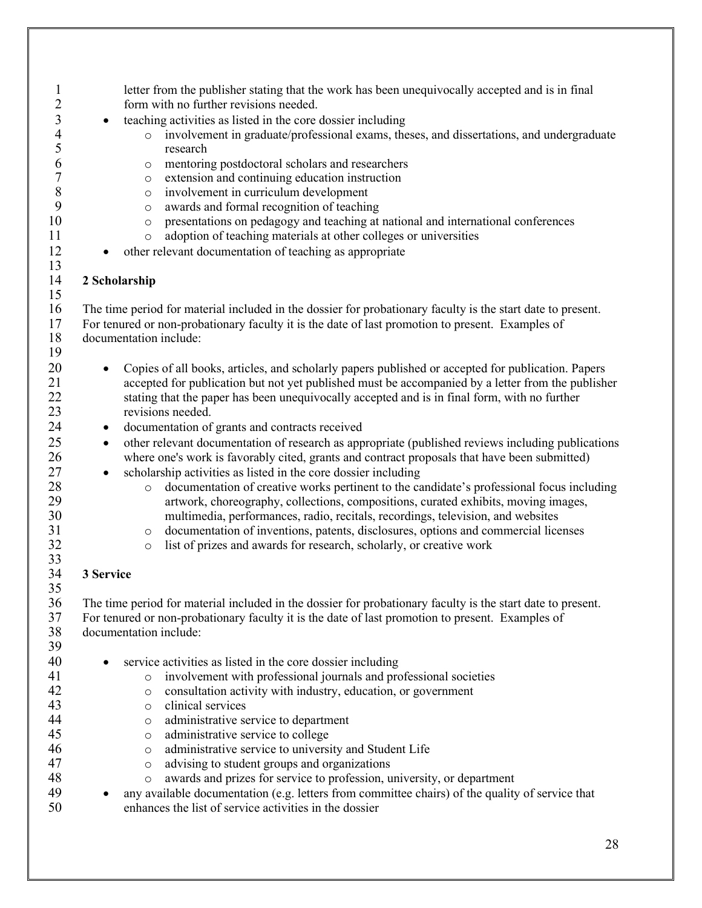letter from the publisher stating that the work has been unequivocally accepted and is in final form with no further revisions needed.

- teaching activities as listed in the core dossier including
  - involvement in graduate/professional exams, theses, and dissertations, and undergraduate research
  - mentoring postdoctoral scholars and researchers
  - extension and continuing education instruction
  - involvement in curriculum development
  - awards and formal recognition of teaching
  - presentations on pedagogy and teaching at national and international conferences
  - adoption of teaching materials at other colleges or universities
- other relevant documentation of teaching as appropriate

### 2 Scholarship

The time period for material included in the dossier for probationary faculty is the start date to present. For tenured or non-probationary faculty it is the date of last promotion to present. Examples of documentation include:

- Copies of all books, articles, and scholarly papers published or accepted for publication. Papers accepted for publication but not yet published must be accompanied by a letter from the publisher stating that the paper has been unequivocally accepted and is in final form, with no further revisions needed.
- documentation of grants and contracts received
- other relevant documentation of research as appropriate (published reviews including publications where one's work is favorably cited, grants and contract proposals that have been submitted)
- scholarship activities as listed in the core dossier including
  - documentation of creative works pertinent to the candidate's professional focus including artwork, choreography, collections, compositions, curated exhibits, moving images, multimedia, performances, radio, recitals, recordings, television, and websites
  - documentation of inventions, patents, disclosures, options and commercial licenses
  - list of prizes and awards for research, scholarly, or creative work

### 3 Service

The time period for material included in the dossier for probationary faculty is the start date to present. For tenured or non-probationary faculty it is the date of last promotion to present. Examples of documentation include:

- service activities as listed in the core dossier including
  - involvement with professional journals and professional societies
  - consultation activity with industry, education, or government
  - clinical services
  - administrative service to department
  - administrative service to college
  - administrative service to university and Student Life
  - advising to student groups and organizations
  - awards and prizes for service to profession, university, or department
- any available documentation (e.g. letters from committee chairs) of the quality of service that enhances the list of service activities in the dossier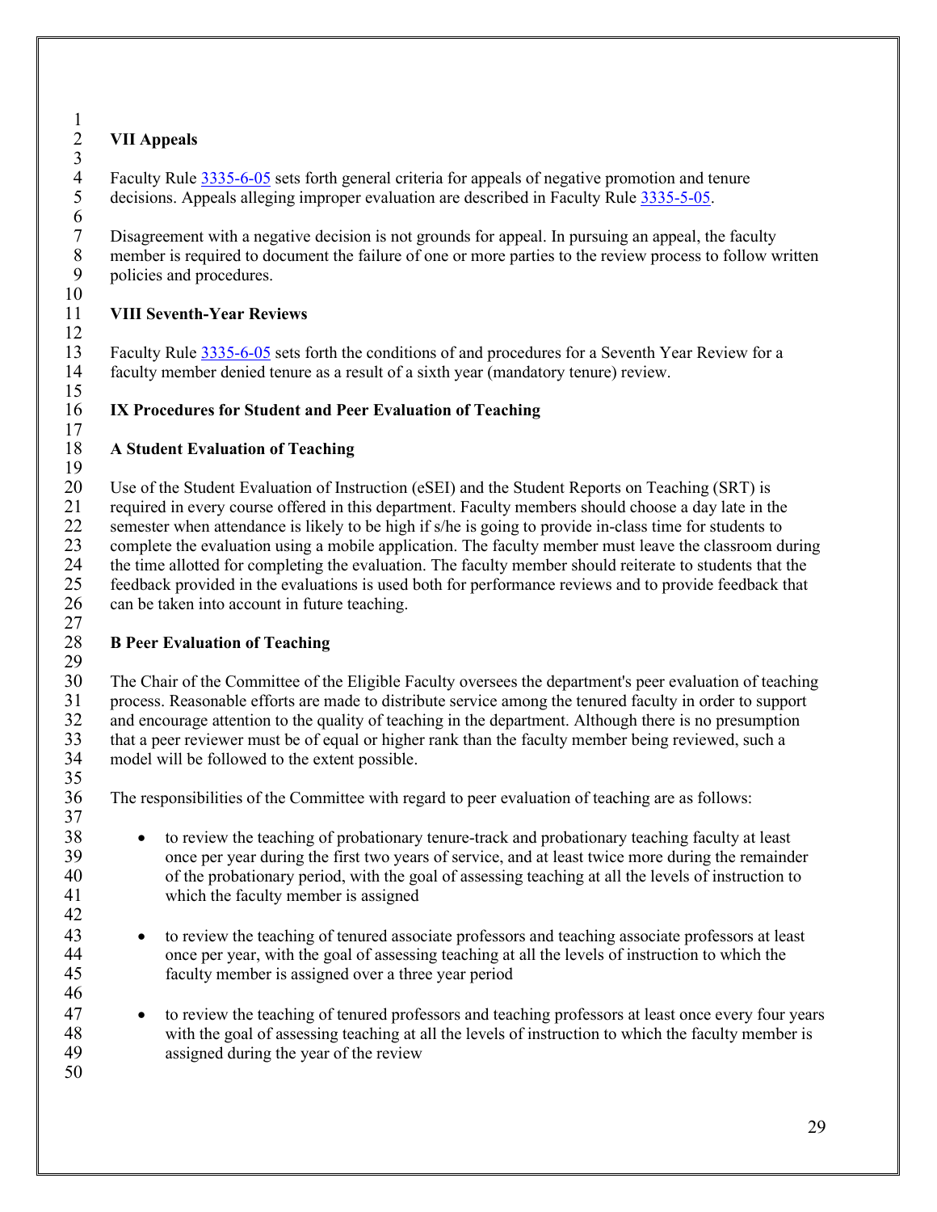## VII Appeals

Faculty Rule 3335-6-05 sets forth general criteria for appeals of negative promotion and tenure decisions. Appeals alleging improper evaluation are described in Faculty Rule 3335-5-05.

Disagreement with a negative decision is not grounds for appeal. In pursuing an appeal, the faculty member is required to document the failure of one or more parties to the review process to follow written policies and procedures.

## VIII Seventh-Year Reviews

Faculty Rule 3335-6-05 sets forth the conditions of and procedures for a Seventh Year Review for a faculty member denied tenure as a result of a sixth year (mandatory tenure) review.

## IX Procedures for Student and Peer Evaluation of Teaching

### A Student Evaluation of Teaching

Use of the Student Evaluation of Instruction (eSEI) and the Student Reports on Teaching (SRT) is required in every course offered in this department. Faculty members should choose a day late in the semester when attendance is likely to be high if s/he is going to provide in-class time for students to complete the evaluation using a mobile application. The faculty member must leave the classroom during the time allotted for completing the evaluation. The faculty member should reiterate to students that the feedback provided in the evaluations is used both for performance reviews and to provide feedback that can be taken into account in future teaching.

### B Peer Evaluation of Teaching

The Chair of the Committee of the Eligible Faculty oversees the department's peer evaluation of teaching process. Reasonable efforts are made to distribute service among the tenured faculty in order to support and encourage attention to the quality of teaching in the department. Although there is no presumption that a peer reviewer must be of equal or higher rank than the faculty member being reviewed, such a model will be followed to the extent possible.

The responsibilities of the Committee with regard to peer evaluation of teaching are as follows:

- to review the teaching of probationary tenure-track and probationary teaching faculty at least once per year during the first two years of service, and at least twice more during the remainder of the probationary period, with the goal of assessing teaching at all the levels of instruction to which the faculty member is assigned

- to review the teaching of tenured associate professors and teaching associate professors at least once per year, with the goal of assessing teaching at all the levels of instruction to which the faculty member is assigned over a three year period

- to review the teaching of tenured professors and teaching professors at least once every four years with the goal of assessing teaching at all the levels of instruction to which the faculty member is assigned during the year of the review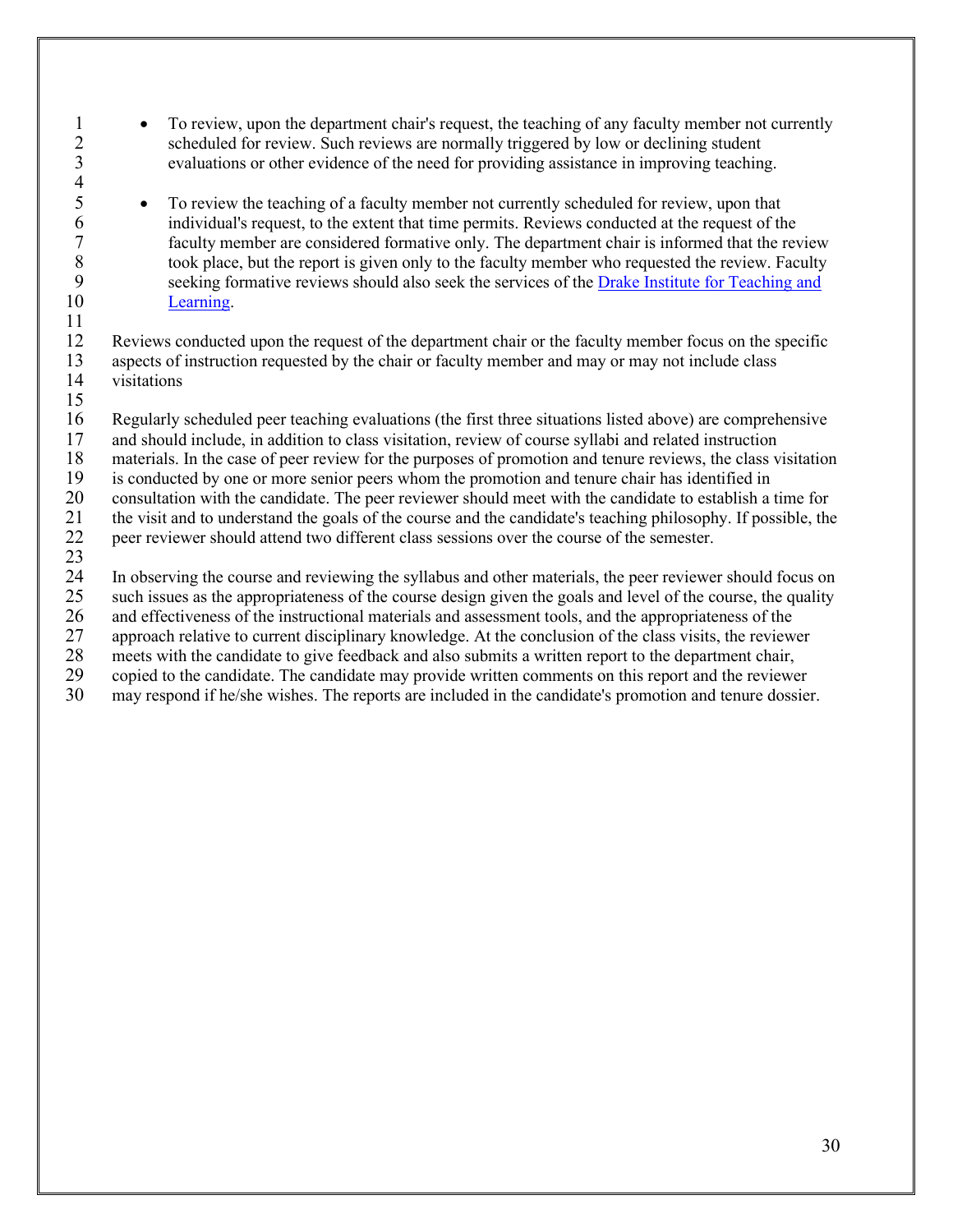- To review, upon the department chair's request, the teaching of any faculty member not currently scheduled for review. Such reviews are normally triggered by low or declining student evaluations or other evidence of the need for providing assistance in improving teaching.

- To review the teaching of a faculty member not currently scheduled for review, upon that individual's request, to the extent that time permits. Reviews conducted at the request of the faculty member are considered formative only. The department chair is informed that the review took place, but the report is given only to the faculty member who requested the review. Faculty seeking formative reviews should also seek the services of the [Drake Institute for Teaching and Learning](#).

Reviews conducted upon the request of the department chair or the faculty member focus on the specific aspects of instruction requested by the chair or faculty member and may or may not include class visitations

Regularly scheduled peer teaching evaluations (the first three situations listed above) are comprehensive and should include, in addition to class visitation, review of course syllabi and related instruction materials. In the case of peer review for the purposes of promotion and tenure reviews, the class visitation is conducted by one or more senior peers whom the promotion and tenure chair has identified in consultation with the candidate. The peer reviewer should meet with the candidate to establish a time for the visit and to understand the goals of the course and the candidate's teaching philosophy. If possible, the peer reviewer should attend two different class sessions over the course of the semester.

In observing the course and reviewing the syllabus and other materials, the peer reviewer should focus on such issues as the appropriateness of the course design given the goals and level of the course, the quality and effectiveness of the instructional materials and assessment tools, and the appropriateness of the approach relative to current disciplinary knowledge. At the conclusion of the class visits, the reviewer meets with the candidate to give feedback and also submits a written report to the department chair, copied to the candidate. The candidate may provide written comments on this report and the reviewer may respond if he/she wishes. The reports are included in the candidate's promotion and tenure dossier.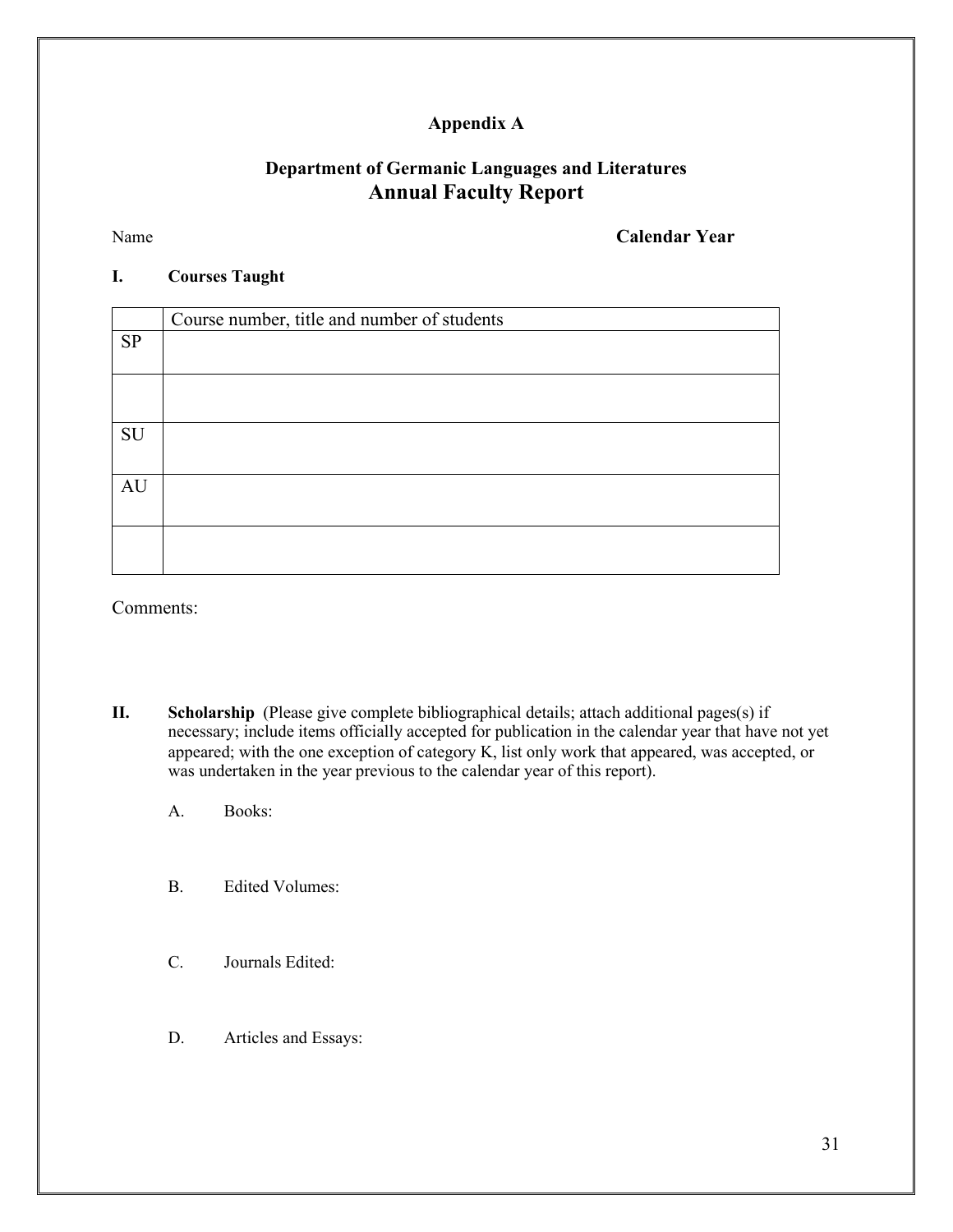**Appendix A**

## Department of Germanic Languages and Literatures
# Annual Faculty Report

Name **Calendar Year**

**I. Courses Taught**

| | Course number, title and number of students |
|---|---|
| SP | |
| | |
| SU | |
| AU | |
| | |

Comments:

**II. Scholarship** (Please give complete bibliographical details; attach additional pages(s) if necessary; include items officially accepted for publication in the calendar year that have not yet appeared; with the one exception of category K, list only work that appeared, was accepted, or was undertaken in the year previous to the calendar year of this report).

A. Books:

B. Edited Volumes:

C. Journals Edited:

D. Articles and Essays: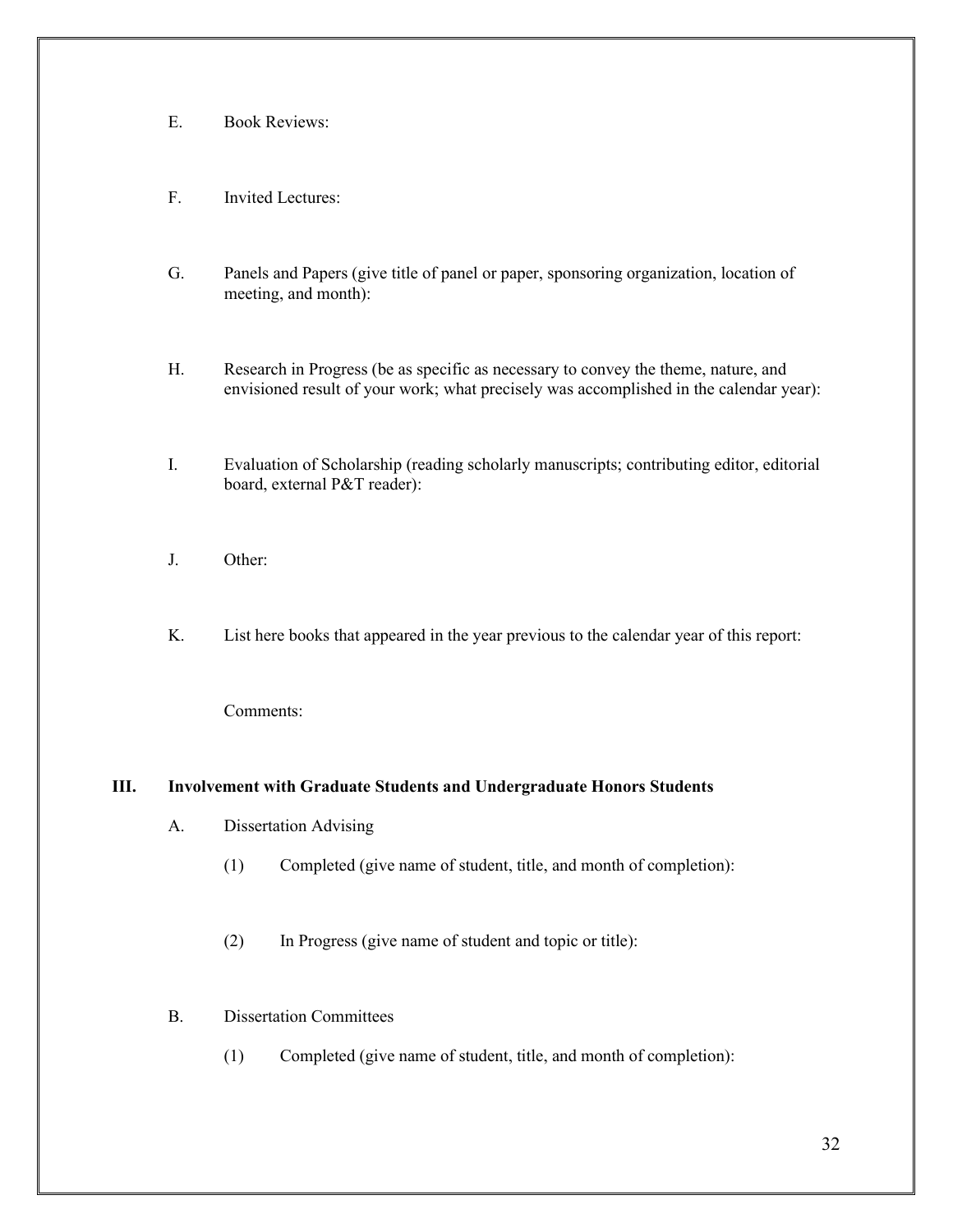E. Book Reviews:

F. Invited Lectures:

G. Panels and Papers (give title of panel or paper, sponsoring organization, location of meeting, and month):

H. Research in Progress (be as specific as necessary to convey the theme, nature, and envisioned result of your work; what precisely was accomplished in the calendar year):

I. Evaluation of Scholarship (reading scholarly manuscripts; contributing editor, editorial board, external P&T reader):

J. Other:

K. List here books that appeared in the year previous to the calendar year of this report:

Comments:

## III. Involvement with Graduate Students and Undergraduate Honors Students

A. Dissertation Advising

(1) Completed (give name of student, title, and month of completion):

(2) In Progress (give name of student and topic or title):

B. Dissertation Committees

(1) Completed (give name of student, title, and month of completion):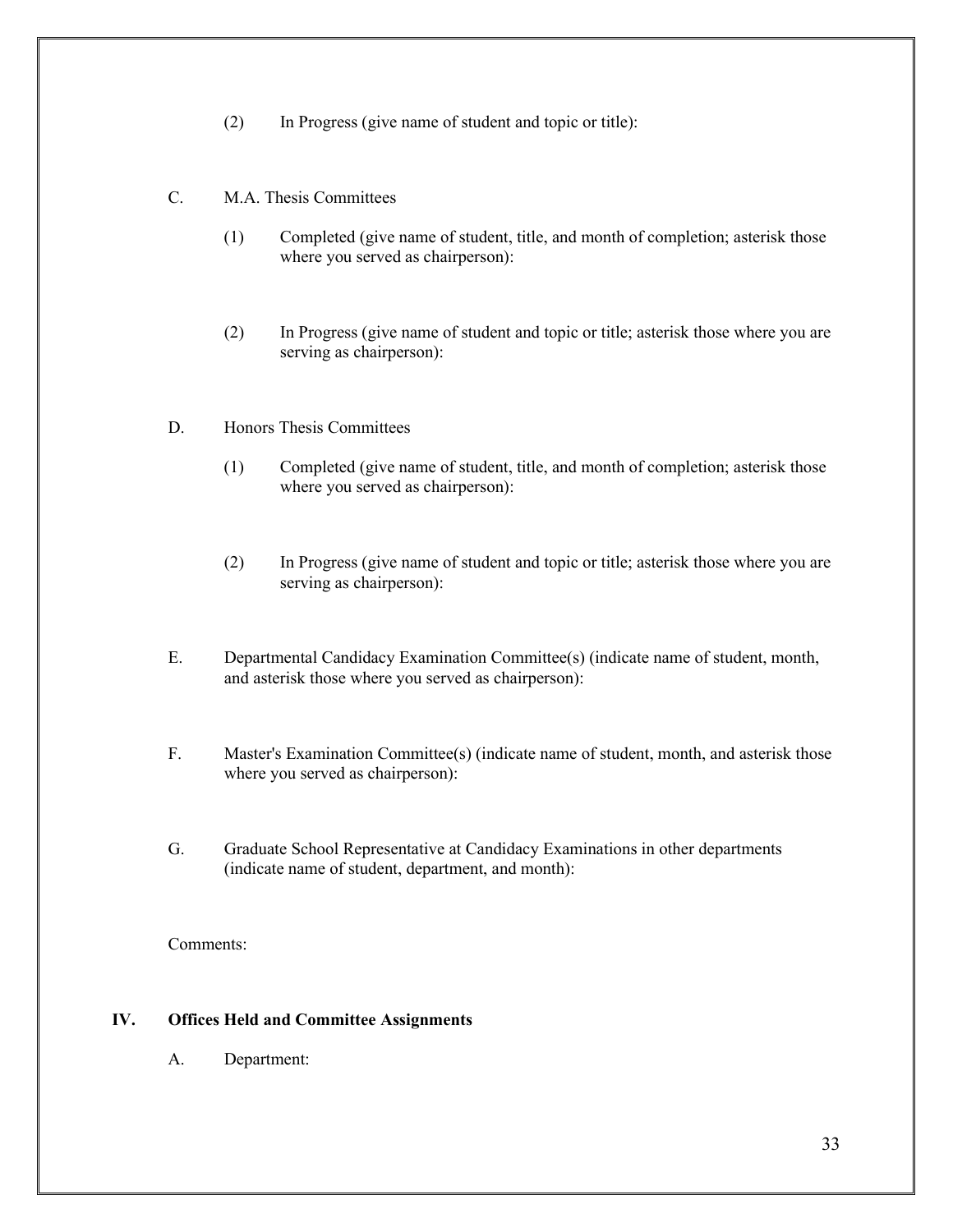(2) In Progress (give name of student and topic or title):

C. M.A. Thesis Committees

(1) Completed (give name of student, title, and month of completion; asterisk those where you served as chairperson):

(2) In Progress (give name of student and topic or title; asterisk those where you are serving as chairperson):

D. Honors Thesis Committees

(1) Completed (give name of student, title, and month of completion; asterisk those where you served as chairperson):

(2) In Progress (give name of student and topic or title; asterisk those where you are serving as chairperson):

E. Departmental Candidacy Examination Committee(s) (indicate name of student, month, and asterisk those where you served as chairperson):

F. Master's Examination Committee(s) (indicate name of student, month, and asterisk those where you served as chairperson):

G. Graduate School Representative at Candidacy Examinations in other departments (indicate name of student, department, and month):

Comments:

## IV. Offices Held and Committee Assignments

A. Department: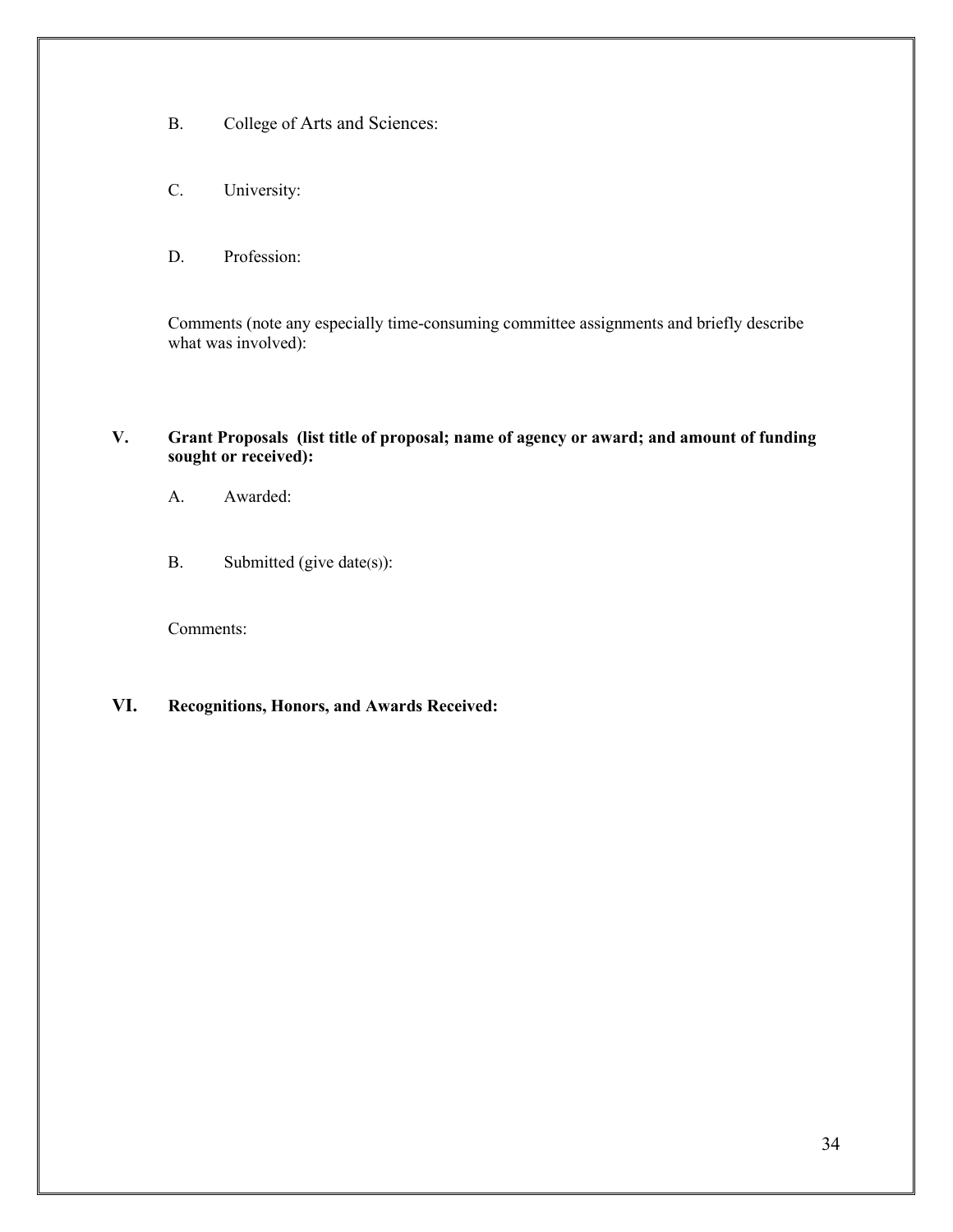B. College of Arts and Sciences:

C. University:

D. Profession:

Comments (note any especially time-consuming committee assignments and briefly describe what was involved):

## V. Grant Proposals (list title of proposal; name of agency or award; and amount of funding sought or received):

A. Awarded:

B. Submitted (give date(s)):

Comments:

## VI. Recognitions, Honors, and Awards Received: